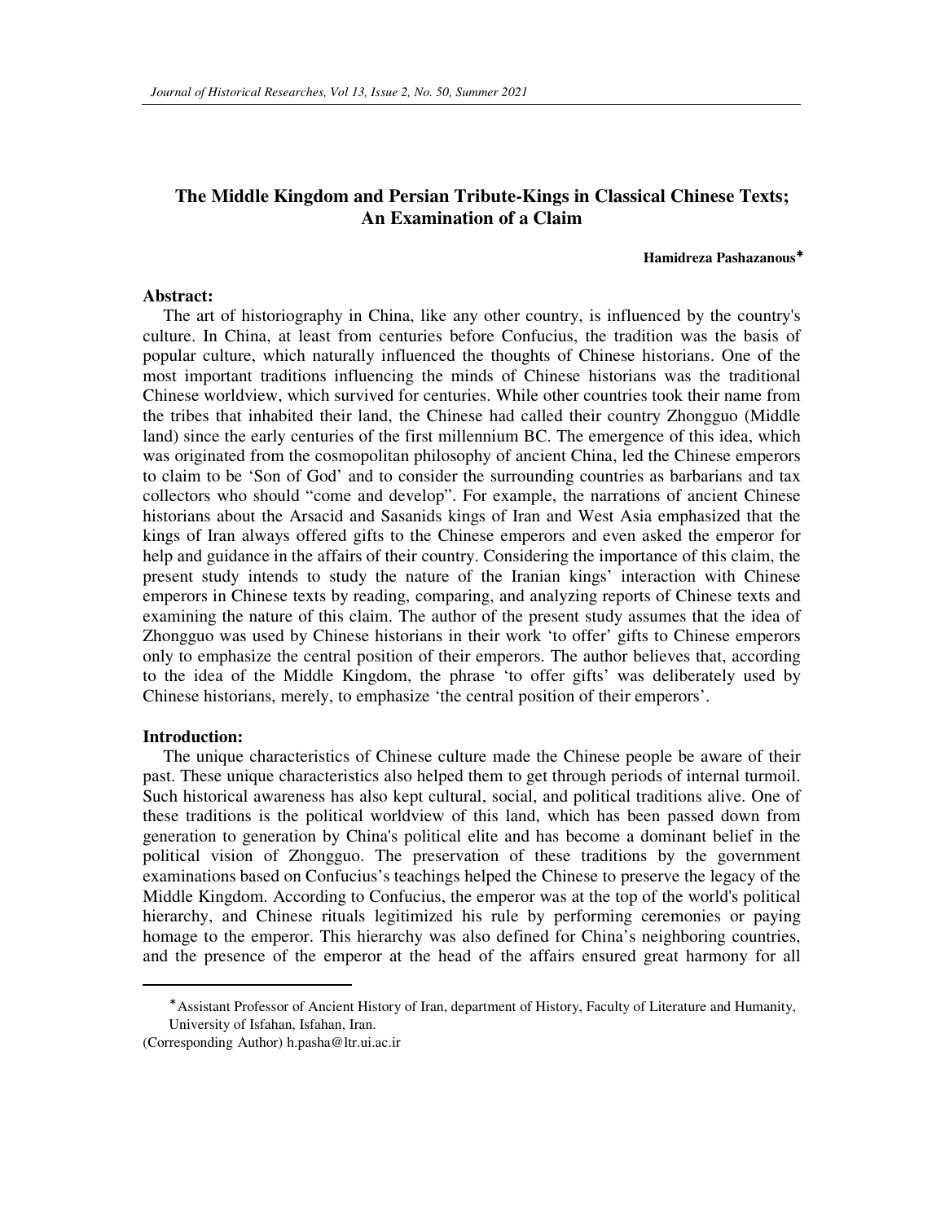# The Middle Kingdom and Persian Tribute-Kings in Classical Chinese Texts; An Examination of a Claim

**Hamidreza Pashazanous***

## Abstract:

The art of historiography in China, like any other country, is influenced by the country's culture. In China, at least from centuries before Confucius, the tradition was the basis of popular culture, which naturally influenced the thoughts of Chinese historians. One of the most important traditions influencing the minds of Chinese historians was the traditional Chinese worldview, which survived for centuries. While other countries took their name from the tribes that inhabited their land, the Chinese had called their country Zhongguo (Middle land) since the early centuries of the first millennium BC. The emergence of this idea, which was originated from the cosmopolitan philosophy of ancient China, led the Chinese emperors to claim to be 'Son of God' and to consider the surrounding countries as barbarians and tax collectors who should "come and develop". For example, the narrations of ancient Chinese historians about the Arsacid and Sasanids kings of Iran and West Asia emphasized that the kings of Iran always offered gifts to the Chinese emperors and even asked the emperor for help and guidance in the affairs of their country. Considering the importance of this claim, the present study intends to study the nature of the Iranian kings' interaction with Chinese emperors in Chinese texts by reading, comparing, and analyzing reports of Chinese texts and examining the nature of this claim. The author of the present study assumes that the idea of Zhongguo was used by Chinese historians in their work 'to offer' gifts to Chinese emperors only to emphasize the central position of their emperors. The author believes that, according to the idea of the Middle Kingdom, the phrase 'to offer gifts' was deliberately used by Chinese historians, merely, to emphasize 'the central position of their emperors'.

## Introduction:

The unique characteristics of Chinese culture made the Chinese people be aware of their past. These unique characteristics also helped them to get through periods of internal turmoil. Such historical awareness has also kept cultural, social, and political traditions alive. One of these traditions is the political worldview of this land, which has been passed down from generation to generation by China's political elite and has become a dominant belief in the political vision of Zhongguo. The preservation of these traditions by the government examinations based on Confucius's teachings helped the Chinese to preserve the legacy of the Middle Kingdom. According to Confucius, the emperor was at the top of the world's political hierarchy, and Chinese rituals legitimized his rule by performing ceremonies or paying homage to the emperor. This hierarchy was also defined for China's neighboring countries, and the presence of the emperor at the head of the affairs ensured great harmony for all

---

* Assistant Professor of Ancient History of Iran, department of History, Faculty of Literature and Humanity, University of Isfahan, Isfahan, Iran.

(Corresponding Author) h.pasha@ltr.ui.ac.ir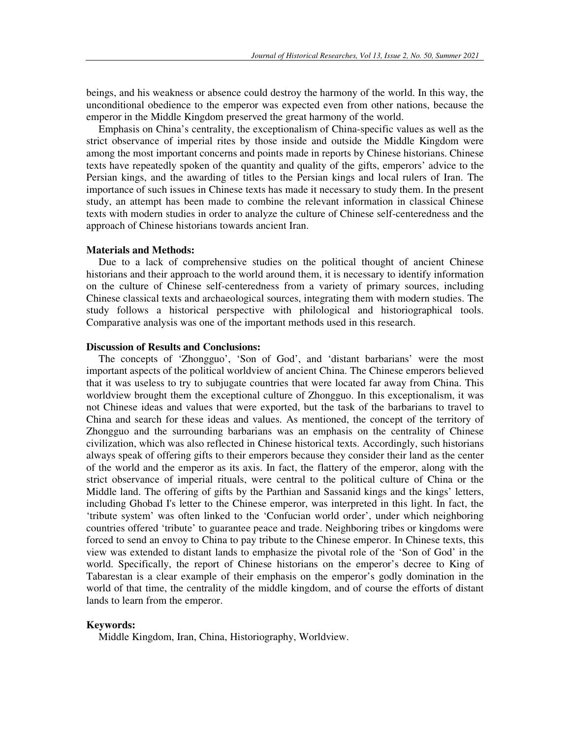beings, and his weakness or absence could destroy the harmony of the world. In this way, the unconditional obedience to the emperor was expected even from other nations, because the emperor in the Middle Kingdom preserved the great harmony of the world.

Emphasis on China's centrality, the exceptionalism of China-specific values as well as the strict observance of imperial rites by those inside and outside the Middle Kingdom were among the most important concerns and points made in reports by Chinese historians. Chinese texts have repeatedly spoken of the quantity and quality of the gifts, emperors' advice to the Persian kings, and the awarding of titles to the Persian kings and local rulers of Iran. The importance of such issues in Chinese texts has made it necessary to study them. In the present study, an attempt has been made to combine the relevant information in classical Chinese texts with modern studies in order to analyze the culture of Chinese self-centeredness and the approach of Chinese historians towards ancient Iran.

**Materials and Methods:**

Due to a lack of comprehensive studies on the political thought of ancient Chinese historians and their approach to the world around them, it is necessary to identify information on the culture of Chinese self-centeredness from a variety of primary sources, including Chinese classical texts and archaeological sources, integrating them with modern studies. The study follows a historical perspective with philological and historiographical tools. Comparative analysis was one of the important methods used in this research.

**Discussion of Results and Conclusions:**

The concepts of 'Zhongguo', 'Son of God', and 'distant barbarians' were the most important aspects of the political worldview of ancient China. The Chinese emperors believed that it was useless to try to subjugate countries that were located far away from China. This worldview brought them the exceptional culture of Zhongguo. In this exceptionalism, it was not Chinese ideas and values that were exported, but the task of the barbarians to travel to China and search for these ideas and values. As mentioned, the concept of the territory of Zhongguo and the surrounding barbarians was an emphasis on the centrality of Chinese civilization, which was also reflected in Chinese historical texts. Accordingly, such historians always speak of offering gifts to their emperors because they consider their land as the center of the world and the emperor as its axis. In fact, the flattery of the emperor, along with the strict observance of imperial rituals, were central to the political culture of China or the Middle land. The offering of gifts by the Parthian and Sassanid kings and the kings' letters, including Ghobad I's letter to the Chinese emperor, was interpreted in this light. In fact, the 'tribute system' was often linked to the 'Confucian world order', under which neighboring countries offered 'tribute' to guarantee peace and trade. Neighboring tribes or kingdoms were forced to send an envoy to China to pay tribute to the Chinese emperor. In Chinese texts, this view was extended to distant lands to emphasize the pivotal role of the 'Son of God' in the world. Specifically, the report of Chinese historians on the emperor's decree to King of Tabarestan is a clear example of their emphasis on the emperor's godly domination in the world of that time, the centrality of the middle kingdom, and of course the efforts of distant lands to learn from the emperor.

**Keywords:**

Middle Kingdom, Iran, China, Historiography, Worldview.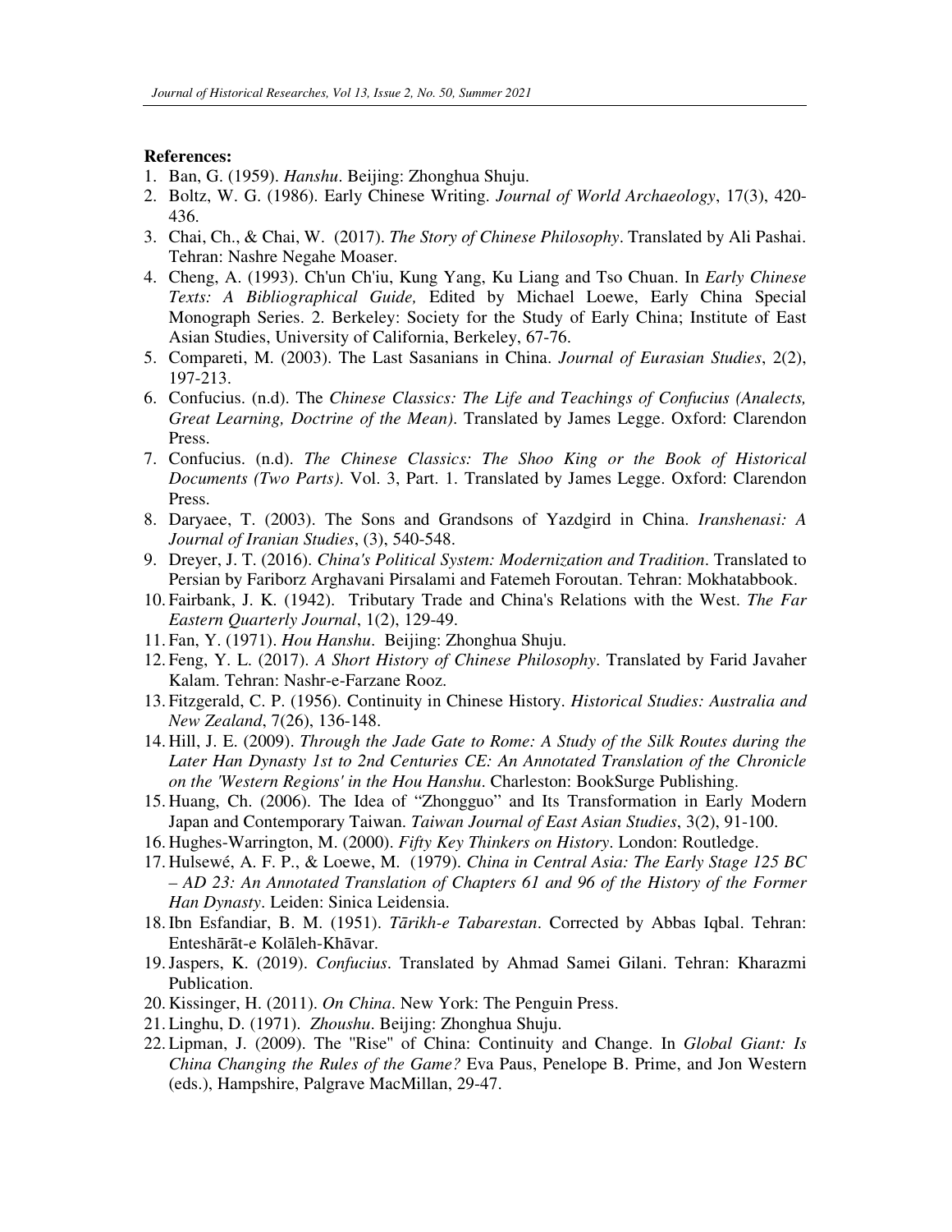**References:**

1. Ban, G. (1959). *Hanshu*. Beijing: Zhonghua Shuju.
2. Boltz, W. G. (1986). Early Chinese Writing. *Journal of World Archaeology*, 17(3), 420-436.
3. Chai, Ch., & Chai, W. (2017). *The Story of Chinese Philosophy*. Translated by Ali Pashai. Tehran: Nashre Negahe Moaser.
4. Cheng, A. (1993). Ch'un Ch'iu, Kung Yang, Ku Liang and Tso Chuan. In *Early Chinese Texts: A Bibliographical Guide,* Edited by Michael Loewe, Early China Special Monograph Series. 2. Berkeley: Society for the Study of Early China; Institute of East Asian Studies, University of California, Berkeley, 67-76.
5. Compareti, M. (2003). The Last Sasanians in China. *Journal of Eurasian Studies*, 2(2), 197-213.
6. Confucius. (n.d). The *Chinese Classics: The Life and Teachings of Confucius (Analects, Great Learning, Doctrine of the Mean)*. Translated by James Legge. Oxford: Clarendon Press.
7. Confucius. (n.d). *The Chinese Classics: The Shoo King or the Book of Historical Documents (Two Parts)*. Vol. 3, Part. 1. Translated by James Legge. Oxford: Clarendon Press.
8. Daryaee, T. (2003). The Sons and Grandsons of Yazdgird in China. *Iranshenasi: A Journal of Iranian Studies*, (3), 540-548.
9. Dreyer, J. T. (2016). *China's Political System: Modernization and Tradition*. Translated to Persian by Fariborz Arghavani Pirsalami and Fatemeh Foroutan. Tehran: Mokhatabbook.
10. Fairbank, J. K. (1942). Tributary Trade and China's Relations with the West. *The Far Eastern Quarterly Journal*, 1(2), 129-49.
11. Fan, Y. (1971). *Hou Hanshu*. Beijing: Zhonghua Shuju.
12. Feng, Y. L. (2017). *A Short History of Chinese Philosophy*. Translated by Farid Javaher Kalam. Tehran: Nashr-e-Farzane Rooz.
13. Fitzgerald, C. P. (1956). Continuity in Chinese History. *Historical Studies: Australia and New Zealand*, 7(26), 136-148.
14. Hill, J. E. (2009). *Through the Jade Gate to Rome: A Study of the Silk Routes during the Later Han Dynasty 1st to 2nd Centuries CE: An Annotated Translation of the Chronicle on the 'Western Regions' in the Hou Hanshu*. Charleston: BookSurge Publishing.
15. Huang, Ch. (2006). The Idea of "Zhongguo" and Its Transformation in Early Modern Japan and Contemporary Taiwan. *Taiwan Journal of East Asian Studies*, 3(2), 91-100.
16. Hughes-Warrington, M. (2000). *Fifty Key Thinkers on History*. London: Routledge.
17. Hulsewé, A. F. P., & Loewe, M. (1979). *China in Central Asia: The Early Stage 125 BC – AD 23: An Annotated Translation of Chapters 61 and 96 of the History of the Former Han Dynasty*. Leiden: Sinica Leidensia.
18. Ibn Esfandiar, B. M. (1951). *Tārikh-e Tabarestan*. Corrected by Abbas Iqbal. Tehran: Enteshārāt-e Kolāleh-Khāvar.
19. Jaspers, K. (2019). *Confucius*. Translated by Ahmad Samei Gilani. Tehran: Kharazmi Publication.
20. Kissinger, H. (2011). *On China*. New York: The Penguin Press.
21. Linghu, D. (1971). *Zhoushu*. Beijing: Zhonghua Shuju.
22. Lipman, J. (2009). The "Rise" of China: Continuity and Change. In *Global Giant: Is China Changing the Rules of the Game?* Eva Paus, Penelope B. Prime, and Jon Western (eds.), Hampshire, Palgrave MacMillan, 29-47.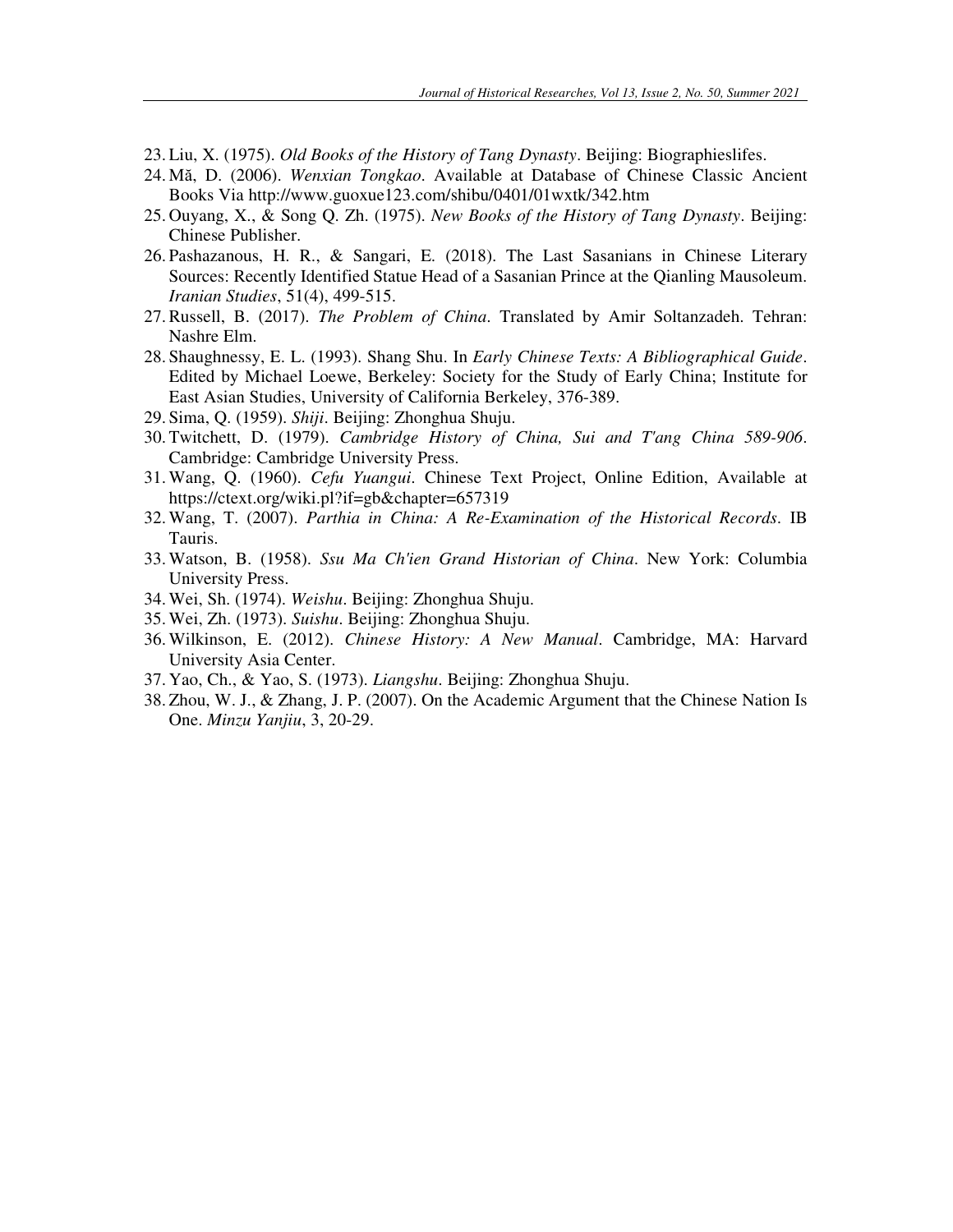23. Liu, X. (1975). *Old Books of the History of Tang Dynasty*. Beijing: Biographieslifes.
24. Mǎ, D. (2006). *Wenxian Tongkao*. Available at Database of Chinese Classic Ancient Books Via http://www.guoxue123.com/shibu/0401/01wxtk/342.htm
25. Ouyang, X., & Song Q. Zh. (1975). *New Books of the History of Tang Dynasty*. Beijing: Chinese Publisher.
26. Pashazanous, H. R., & Sangari, E. (2018). The Last Sasanians in Chinese Literary Sources: Recently Identified Statue Head of a Sasanian Prince at the Qianling Mausoleum. *Iranian Studies*, 51(4), 499-515.
27. Russell, B. (2017). *The Problem of China*. Translated by Amir Soltanzadeh. Tehran: Nashre Elm.
28. Shaughnessy, E. L. (1993). Shang Shu. In *Early Chinese Texts: A Bibliographical Guide*. Edited by Michael Loewe, Berkeley: Society for the Study of Early China; Institute for East Asian Studies, University of California Berkeley, 376-389.
29. Sima, Q. (1959). *Shiji*. Beijing: Zhonghua Shuju.
30. Twitchett, D. (1979). *Cambridge History of China, Sui and T'ang China 589-906*. Cambridge: Cambridge University Press.
31. Wang, Q. (1960). *Cefu Yuangui*. Chinese Text Project, Online Edition, Available at https://ctext.org/wiki.pl?if=gb&chapter=657319
32. Wang, T. (2007). *Parthia in China: A Re-Examination of the Historical Records*. IB Tauris.
33. Watson, B. (1958). *Ssu Ma Ch'ien Grand Historian of China*. New York: Columbia University Press.
34. Wei, Sh. (1974). *Weishu*. Beijing: Zhonghua Shuju.
35. Wei, Zh. (1973). *Suishu*. Beijing: Zhonghua Shuju.
36. Wilkinson, E. (2012). *Chinese History: A New Manual*. Cambridge, MA: Harvard University Asia Center.
37. Yao, Ch., & Yao, S. (1973). *Liangshu*. Beijing: Zhonghua Shuju.
38. Zhou, W. J., & Zhang, J. P. (2007). On the Academic Argument that the Chinese Nation Is One. *Minzu Yanjiu*, 3, 20-29.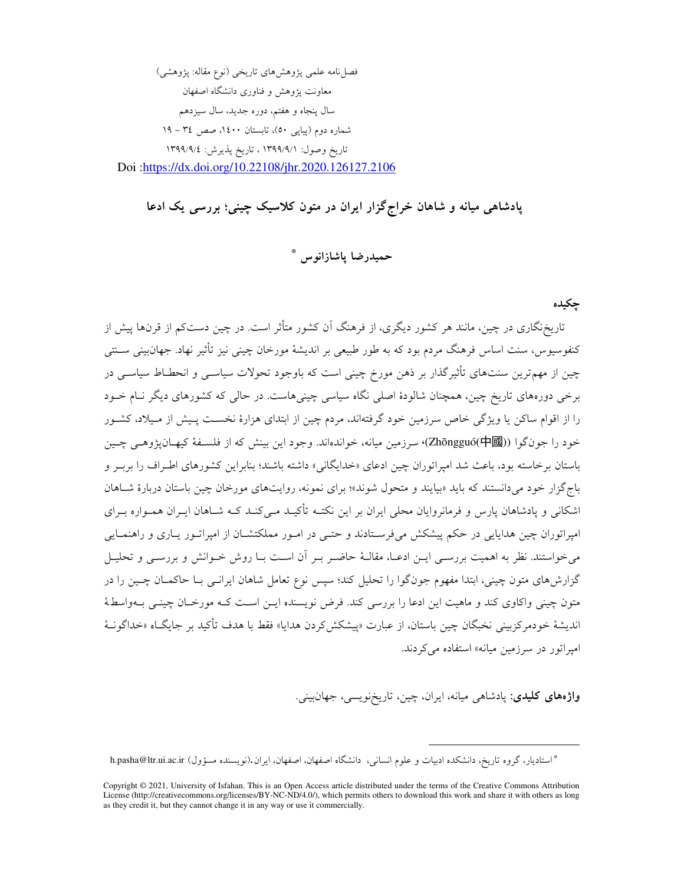فصل‌نامه علمی پژوهش‌های تاریخی (نوع مقاله: پژوهشی)
معاونت پژوهش و فناوری دانشگاه اصفهان
سال پنجاه و هفتم، دوره جدید، سال سیزدهم
شماره دوم (پیاپی ۵۰)، تابستان ۱۴۰۰، صص ۳۴ - ۱۹
تاریخ وصول: ۱۳۹۹/۹/۱ ، تاریخ پذیرش: ۱۳۹۹/۹/۴
Doi :https://dx.doi.org/10.22108/jhr.2020.126127.2106

# پادشاهی میانه و شاهان خراج‌گزار ایران در متون کلاسیک چینی؛ بررسی یک ادعا

**حمیدرضا پاشازانوس** *

## چکیده

تاریخ‌نگاری در چین، مانند هر کشور دیگری، از فرهنگ آن کشور متأثر است. در چین دست‌کم از قرن‌ها پیش از کنفوسیوس، سنت اساس فرهنگ مردم بود که به طور طبیعی بر اندیشهٔ مورخان چینی نیز تأثیر نهاد. جهان‌بینی سنتی چین از مهم‌ترین سنت‌های تأثیرگذار بر ذهن مورخ چینی است که باوجود تحولات سیاسی و انحطاط سیاسی در برخی دوره‌های تاریخ چین، همچنان شالودهٔ اصلی نگاه سیاسی چینی‌هاست. در حالی که کشورهای دیگر نام خود را از اقوام ساکن یا ویژگی خاص سرزمین خود گرفته‌اند، مردم چین از ابتدای هزارهٔ نخست پیش از میلاد، کشور خود را جونگوا ((Zhōngguó(中國)، سرزمین میانه، خوانده‌اند. وجود این بینش که از فلسفهٔ کیهان‌پژوهی چین باستان برخاسته بود، باعث شد امپراتوران چین ادعای «خدایگانی» داشته باشند؛ بنابراین کشورهای اطراف را بربر و باج‌گزار خود می‌دانستند که باید «بیایند و متحول شوند»؛ برای نمونه، روایت‌های مورخان چین باستان دربارهٔ شاهان اشکانی و پادشاهان پارس و فرمانروایان محلی ایران بر این نکته تأکید می‌کند که شاهان ایران همواره برای امپراتوران چین هدایایی در حکم پیشکش می‌فرستادند و حتی در امور مملکتشان از امپراتور یاری و راهنمایی می‌خواستند. نظر به اهمیت بررسی این ادعا، مقالهٔ حاضر بر آن است با روش خوانش و بررسی و تحلیل گزارش‌های متون چینی، ابتدا مفهوم جونگوا را تحلیل کند؛ سپس نوع تعامل شاهان ایرانی با حاکمان چین را در متون چینی واکاوی کند و ماهیت این ادعا را بررسی کند. فرض نویسنده این است که مورخان چینی به‌واسطهٔ اندیشهٔ خودمرکزبینی نخبگان چین باستان، از عبارت «پیشکش‌کردن هدایا» فقط با هدف تأکید بر جایگاه «خداگونهٔ امپراتور در سرزمین میانه» استفاده می‌کردند.

**واژه‌های کلیدی:** پادشاهی میانه، ایران، چین، تاریخ‌نویسی، جهان‌بینی.

---

* استادیار، گروه تاریخ، دانشکده ادبیات و علوم انسانی، دانشگاه اصفهان، اصفهان، ایران.(نویسنده مسؤول) h.pasha@ltr.ui.ac.ir

Copyright © 2021, University of Isfahan. This is an Open Access article distributed under the terms of the Creative Commons Attribution License (http://creativecommons.org/licenses/BY-NC-ND/4.0/), which permits others to download this work and share it with others as long as they credit it, but they cannot change it in any way or use it commercially.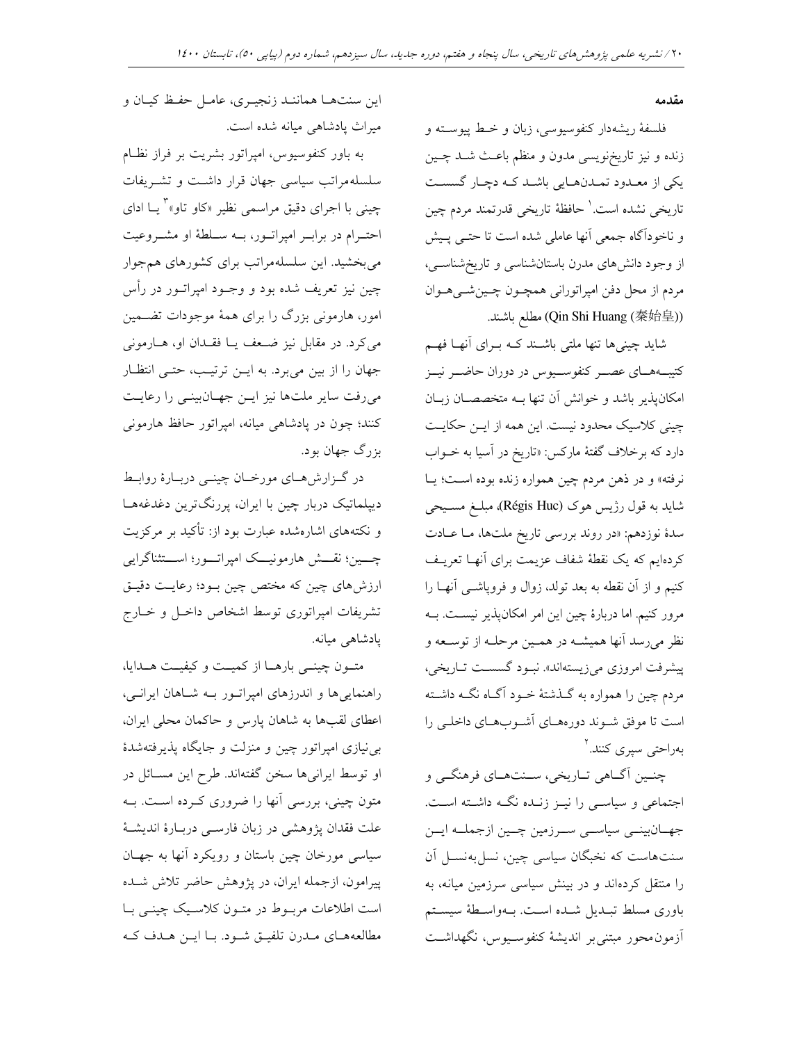## مقدمه

فلسفهٔ ریشه‌دار کنفوسیوسی، زبان و خط پیوسته و زنده و نیز تاریخ‌نویسی مدون و منظم باعث شد چین یکی از معدود تمدن‌هایی باشد که دچار گسست تاریخی نشده است.[1] حافظهٔ تاریخی قدرتمند مردم چین و ناخودآگاه جمعی آنها عاملی شده است تا حتی پیش از وجود دانش‌های مدرن باستان‌شناسی و تاریخ‌شناسی، مردم از محل دفن امپراتورانی همچون چین‌شی‌هوان (Qin Shi Huang (秦始皇)) مطلع باشند.

شاید چینی‌ها تنها ملتی باشند که برای آنها فهم کتیبه‌های عصر کنفوسیوس در دوران حاضر نیز امکان‌پذیر باشد و خوانش آن تنها به متخصصان زبان چینی کلاسیک محدود نیست. این همه از این حکایت دارد که برخلاف گفتهٔ مارکس: «تاریخ در آسیا به خواب نرفته» و در ذهن مردم چین همواره زنده بوده است؛ یا شاید به قول رژیس هوک (Régis Huc)، مبلغ مسیحی سدهٔ نوزدهم: «در روند بررسی تاریخ ملت‌ها، ما عادت کرده‌ایم که یک نقطهٔ شفاف عزیمت برای آنها تعریف کنیم و از آن نقطه به بعد تولد، زوال و فروپاشی آنها را مرور کنیم. اما دربارهٔ چین این امر امکان‌پذیر نیست. به نظر می‌رسد آنها همیشه در همین مرحله از توسعه و پیشرفت امروزی می‌زیسته‌اند». نبود گسست تاریخی، مردم چین را همواره به گذشتهٔ خود آگاه نگه داشته است تا موفق شوند دوره‌های آشوب‌های داخلی را به‌راحتی سپری کنند.[2]

چنین آگاهی تاریخی، سنت‌های فرهنگی و اجتماعی و سیاسی را نیز زنده نگه داشته است. جهان‌بینی سیاسی سرزمین چین ازجملهٔ این سنت‌هاست که نخبگان سیاسی چین، نسل‌به‌نسل آن را منتقل کرده‌اند و در بینش سیاسی سرزمین میانه، به باوری مسلط تبدیل شده است. به‌واسطهٔ سیستم آزمون‌محور مبتنی‌بر اندیشهٔ کنفوسیوس، نگهداشت این سنت‌ها همانند زنجیری، عامل حفظ کیان و میراث پادشاهی میانه شده است.

به باور کنفوسیوس، امپراتور بشریت بر فراز نظام سلسله‌مراتب سیاسی جهان قرار داشت و تشریفات چینی با اجرای دقیق مراسمی نظیر «کاو تاو»[3] یا ادای احترام در برابر امپراتور، به سلطهٔ او مشروعیت می‌بخشید. این سلسله‌مراتب برای کشورهای هم‌جوار چین نیز تعریف شده بود و وجود امپراتور در رأس امور، هارمونی بزرگ را برای همهٔ موجودات تضمین می‌کرد. در مقابل نیز ضعف یا فقدان او، هارمونی جهان را از بین می‌برد. به این ترتیب، حتی انتظار می‌رفت سایر ملت‌ها نیز این جهان‌بینی را رعایت کنند؛ چون در پادشاهی میانه، امپراتور حافظ هارمونی بزرگ جهان بود.

در گزارش‌های مورخان چینی دربارهٔ روابط دیپلماتیک دربار چین با ایران، پررنگ‌ترین دغدغه‌ها و نکته‌های اشاره‌شده عبارت بود از: تأکید بر مرکزیت چین؛ نقش هارمونیک امپراتور؛ استثناگرایی ارزش‌های چین که مختص چین بود؛ رعایت دقیق تشریفات امپراتوری توسط اشخاص داخل و خارج پادشاهی میانه.

متون چینی بارها از کمیت و کیفیت هدایا، راهنمایی‌ها و اندرزهای امپراتور به شاهان ایرانی، اعطای لقب‌ها به شاهان پارس و حاکمان محلی ایران، بی‌نیازی امپراتور چین و منزلت و جایگاه پذیرفته‌شدهٔ او توسط ایرانی‌ها سخن گفته‌اند. طرح این مسائل در متون چینی، بررسی آنها را ضروری کرده است. به علت فقدان پژوهشی در زبان فارسی دربارهٔ اندیشهٔ سیاسی مورخان چین باستان و رویکرد آنها به جهان پیرامون، ازجمله ایران، در پژوهش حاضر تلاش شده است اطلاعات مربوط در متون کلاسیک چینی با مطالعه‌های مدرن تلفیق شود. با این هدف که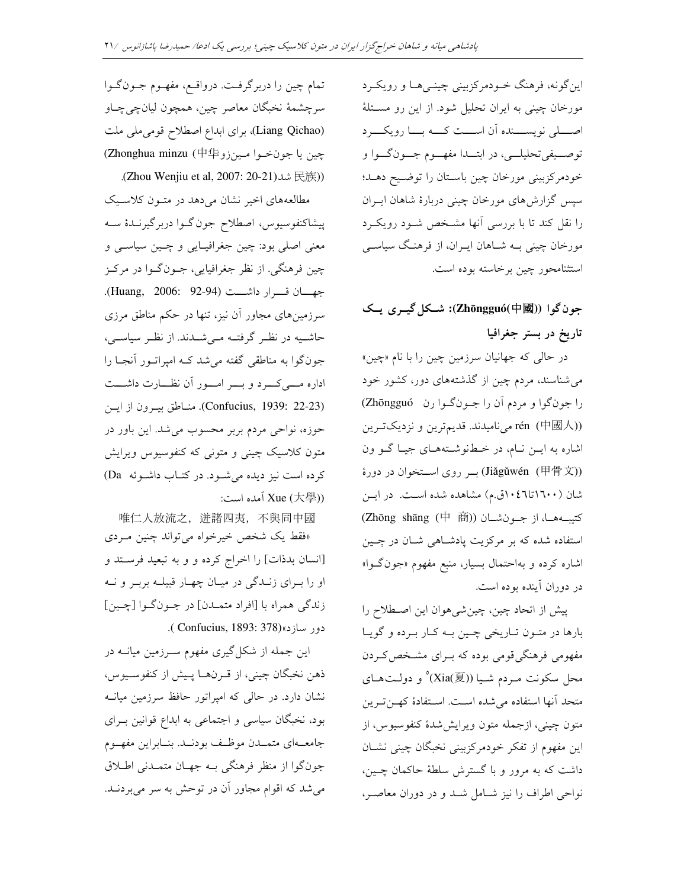این‌گونه، فرهنگ خودمرکزبینی چینی‌ها و رویکرد مورخان چینی به ایران تحلیل شود. از این رو مسئلهٔ اصلی نویسنده آن است که با رویکرد توصیفی‌تحلیلی، در ابتدا مفهوم جون‌گوا و خودمرکزبینی مورخان چین باستان را توضیح دهد؛ سپس گزارش‌های مورخان چینی دربارهٔ شاهان ایران را نقل کند تا با بررسی آنها مشخص شود رویکرد مورخان چینی به شاهان ایران، از فرهنگ سیاسی استثنامحور چین برخاسته بوده است.

## جون‌گوا ((Zhōngguó(中國)): شکل‌گیری یک تاریخ در بستر جغرافیا

در حالی که جهانیان سرزمین چین را با نام «چین» می‌شناسند، مردم چین از گذشته‌های دور، کشور خود را جون‌گوا و مردم آن را جون‌گوا رن (Zhōngguó rén (中國人)) می‌نامیدند. قدیم‌ترین و نزدیک‌ترین اشاره به این نام، در خط‌نوشته‌های جیا گو ون ((Jiǎgǔwén (甲骨文)) بر روی استخوان در دورهٔ شان (۱٦۰۰تا۱۰٤٦ق.م) مشاهده شده است. در این کتیبه‌ها، از جون‌شان ((Zhōng shāng (中 商)) استفاده شده که بر مرکزیت پادشاهی شان در چین اشاره کرده و به‌احتمال بسیار، منبع مفهوم «جون‌گوا» در دوران آینده بوده است.

پیش از اتحاد چین، چین‌شی‌هوان این اصطلاح را بارها در متون تاریخی چین به کار برده و گویا مفهومی فرهنگی‌قومی بوده که برای مشخص‌کردن محل سکونت مردم شیا ((Xia(夏))[5] و دولت‌های متحد آنها استفاده می‌شده است. استفادهٔ کهن‌ترین متون چینی، ازجمله متون ویرایش‌شدهٔ کنفوسیوس، از این مفهوم از تفکر خودمرکزبینی نخبگان چینی نشان داشت که به مرور و با گسترش سلطهٔ حاکمان چین، نواحی اطراف را نیز شامل شد و در دوران معاصر، تمام چین را دربرگرفت. درواقع، مفهوم جون‌گوا سرچشمهٔ نخبگان معاصر چین، همچون لیان‌چی‌چاو (Liang Qichao)، برای ابداع اصطلاح قومی‌ملی ملت چین یا جون‌خوا مین‌زو (Zhonghua minzu (中华民族)) شد(Zhou Wenjiu et al, 2007: 20-21).

مطالعه‌های اخیر نشان می‌دهد در متون کلاسیک پیشاکنفوسیوس، اصطلاح جون‌گوا دربرگیرندهٔ سه معنی اصلی بود: چین جغرافیایی و چین سیاسی و چین فرهنگی. از نظر جغرافیایی، جون‌گوا در مرکز جهان قرار داشت (Huang, 2006: 92-94). سرزمین‌های مجاور آن نیز، تنها در حکم مناطق مرزی حاشیه در نظر گرفته می‌شدند. از نظر سیاسی، جون‌گوا به مناطقی گفته می‌شد که امپراتور آنجا را اداره می‌کرد و بر امور آن نظارت داشت (Confucius, 1939: 22-23). مناطق بیرون از این حوزه، نواحی مردم بربر محسوب می‌شد. این باور در متون کلاسیک چینی و متونی که کنفوسیوس ویرایش کرده است نیز دیده می‌شود. در کتاب داشوئه (Da Xue (大學)) آمده است:

唯仁人放流之，迸諸四夷，不與同中國

«فقط یک شخص خیرخواه می‌تواند چنین مردی [انسان بدذات] را اخراج کرده و و به تبعید فرستد و او را برای زندگی در میان چهار قبیله بربر و نه زندگی همراه با [افراد متمدن] در جون‌گوا [چین] دور سازد»(Confucius, 1893: 378 ).

این جمله از شکل‌گیری مفهوم سرزمین میانه در ذهن نخبگان چینی، از قرن‌ها پیش از کنفوسیوس، نشان دارد. در حالی که امپراتور حافظ سرزمین میانه بود، نخبگان سیاسی و اجتماعی به ابداع قوانین برای جامعه‌ای متمدن موظف بودند. بنابراین مفهوم جون‌گوا از منظر فرهنگی به جهان متمدنی اطلاق می‌شد که اقوام مجاور آن در توحش به سر می‌بردند.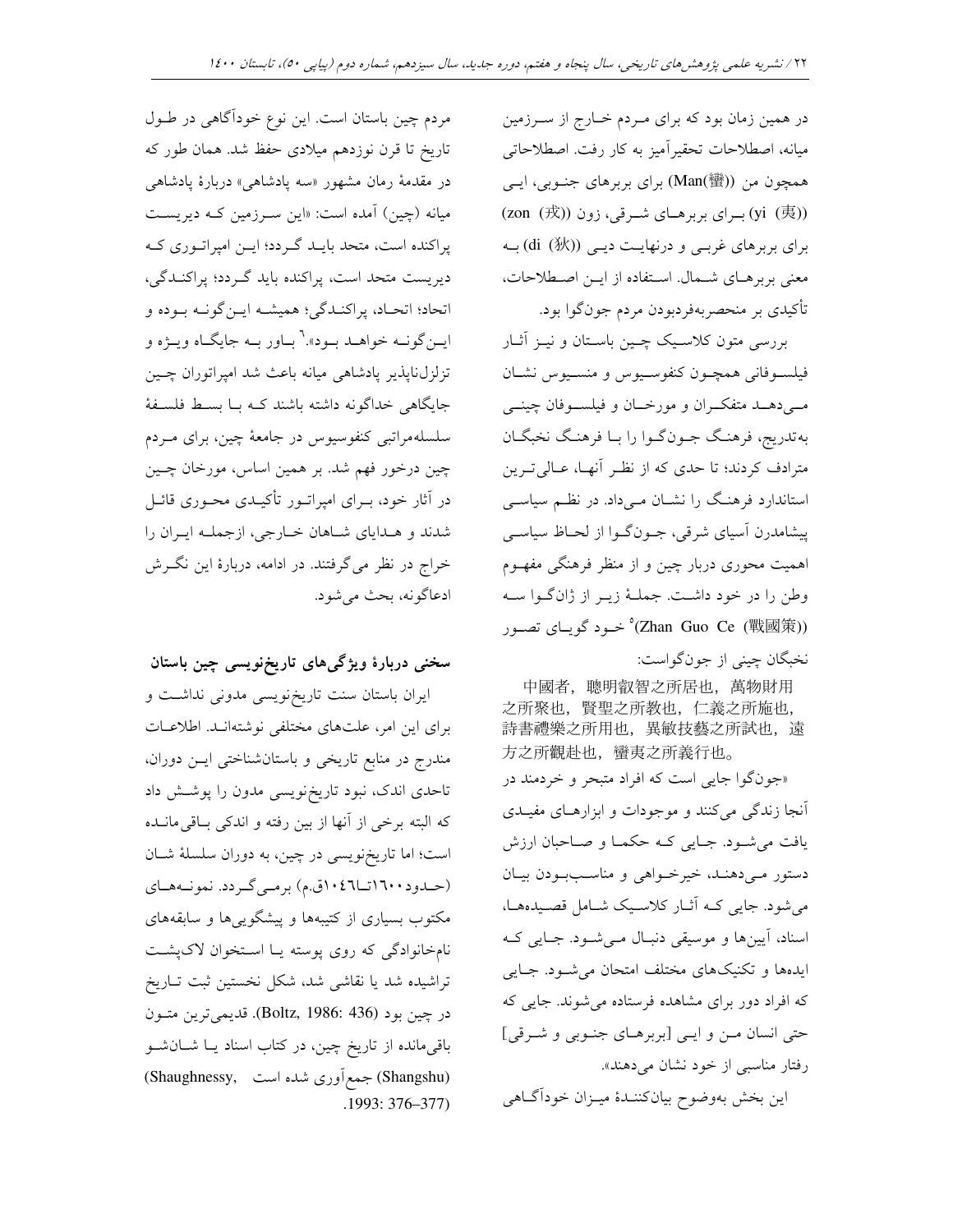در همین زمان بود که برای مردم خارج از سرزمین میانه، اصطلاحات تحقیرآمیز به کار رفت. اصطلاحاتی همچون من ((Man(蠻)) برای بربرهای جنوبی، ایی ((yi (夷)) برای بربرهای شرقی، زون ((zon (戎)) برای بربرهای غربی و درنهایت دیی ((di (狄)) به معنی بربرهای شمال. استفاده از این اصطلاحات، تأکیدی بر منحصربه‌فردبودن مردم جون‌گوا بود.

بررسی متون کلاسیک چین باستان و نیز آثار فیلسوفانی همچون کنفوسیوس و منسیوس نشان می‌دهد متفکران و مورخان و فیلسوفان چینی به‌تدریج، فرهنگ جون‌گوا را با فرهنگ نخبگان مترادف کردند؛ تا حدی که از نظر آنها، عالی‌ترین استاندارد فرهنگ را نشان می‌داد. در نظم سیاسی پیشامدرن آسیای شرقی، جون‌گوا از لحاظ سیاسی اهمیت محوری دربار چین و از منظر فرهنگی مفهوم وطن را در خود داشت. جملهٔ زیر از ژان‌گوا سه ((Zhan Guo Ce (戰國策))[5] خود گویای تصور نخبگان چینی از جون‌گواست:

中國者，聰明叡智之所居也，萬物財用之所聚也，賢聖之所教也，仁義之所施也，詩書禮樂之所用也，異敏技藝之所試也，遠方之所觀赴也，蠻夷之所義行也。

«جون‌گوا جایی است که افراد متبحر و خردمند در آنجا زندگی می‌کنند و موجودات و ابزارهای مفیدی یافت می‌شود. جایی که حکما و صاحبان ارزش دستور می‌دهند، خیرخواهی و مناسب‌بودن بیان می‌شود. جایی که آثار کلاسیک شامل قصیده‌ها، اسناد، آیین‌ها و موسیقی دنبال می‌شود. جایی که ایده‌ها و تکنیک‌های مختلف امتحان می‌شود. جایی که افراد دور برای مشاهده فرستاده می‌شوند. جایی که حتی انسان من و ایی [بربرهای جنوبی و شرقی] رفتار مناسبی از خود نشان می‌دهند».

این بخش به‌وضوح بیان‌کنندهٔ میزان خودآگاهی مردم چین باستان است. این نوع خودآگاهی در طول تاریخ تا قرن نوزدهم میلادی حفظ شد. همان طور که در مقدمهٔ رمان مشهور «سه پادشاهی» دربارهٔ پادشاهی میانه (چین) آمده است: «این سرزمین که دیرزمانی پراکنده است، متحد باید گردد؛ این امپراتوری که دیرزمانی متحد است، پراکنده باید گردد؛ پراکندگی، اتحاد؛ اتحاد، پراکندگی؛ همیشه این‌گونه بوده و این‌گونه خواهد بود».[6] باور به جایگاه ویژه و تزلزل‌ناپذیر پادشاهی میانه باعث شد امپراتوران چین جایگاهی خداگونه داشته باشند که با بسط فلسفهٔ سلسله‌مراتبی کنفوسیوس در جامعهٔ چین، برای مردم چین درخور فهم شد. بر همین اساس، مورخان چین در آثار خود، برای امپراتور تأکیدی محوری قائل شدند و هدایای شاهان خارجی، ازجمله ایران را خراج در نظر می‌گرفتند. در ادامه، دربارهٔ این نگرش ادعاگونه، بحث می‌شود.

## سخنی دربارهٔ ویژگی‌های تاریخ‌نویسی چین باستان

ایران باستان سنت تاریخ‌نویسی مدونی نداشت و برای این امر، علت‌های مختلفی نوشته‌اند. اطلاعات مندرج در منابع تاریخی و باستان‌شناختی این دوران، تاحدی اندک، نبود تاریخ‌نویسی مدون را پوشش داد که البته برخی از آنها از بین رفته و اندکی باقی‌مانده است؛ اما تاریخ‌نویسی در چین، به دوران سلسلهٔ شان (حدود ۱۶۰۰تا۱۰۴۶ق.م) برمی‌گردد. نمونه‌های مکتوب بسیاری از کتیبه‌ها و پیشگویی‌ها و سابقه‌های نام‌خانوادگی که روی پوسته یا استخوان لاک‌پشت تراشیده شد یا نقاشی شد، شکل نخستین ثبت تاریخ در چین بود (Boltz, 1986: 436). قدیمی‌ترین متون باقی‌مانده از تاریخ چین، در کتاب اسناد یا شان‌شو (Shangshu) جمع‌آوری شده است (Shaughnessy, 1993: 376–377).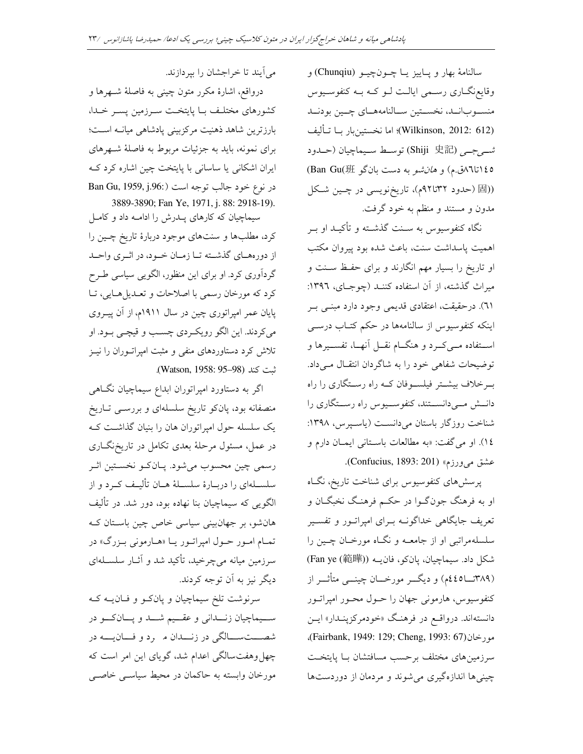سالنامهٔ بهار و پاییز یا چونچیو (Chunqiu) و وقایع‌نگاری رسمی ایالت لو که به کنفوسیوس منسوب‌اند، نخستین سالنامه‌های چین بودند (Wilkinson, 2012: 612)؛ اما نخستین‌بار با تألیف شی‌جی (Shiji 史記) توسط سیماچیان (حدود ۱۴۵تا۸۶ق.م) و *هان‌شو* به دست بان‌گو (Ban Gu 班固) (حدود ۳۲تا۹۲م)، تاریخ‌نویسی در چین شکل مدون و مستند و منظم به خود گرفت.

نگاه کنفوسیوس به سنت گذشته و تأکید او بر اهمیت پاسداشت سنت، باعث شده بود پیروان مکتب او تاریخ را بسیار مهم انگارند و برای حفظ سنت و میراث گذشته، از آن استفاده کنند (چوجای، ۱۳۹۶: ۶۱). درحقیقت، اعتقادی قدیمی وجود دارد مبنی بر اینکه کنفوسیوس از سالنامه‌ها در حکم کتاب درسی استفاده می‌کرد و هنگام نقل آنها، تفسیرها و توضیحات شفاهی خود را به شاگردان انتقال می‌داد. برخلاف بیشتر فیلسوفان که راه رستگاری را راه دانش می‌دانستند، کنفوسیوس راه رستگاری را شناخت روزگار باستان می‌دانست (یاسپرس، ۱۳۹۸: ۱۴). او می‌گفت: «به مطالعات باستانی ایمان دارم و عشق می‌ورزم» (Confucius, 1893: 201).

پرسش‌های کنفوسیوس برای شناخت تاریخ، نگاه او به فرهنگ جون‌گوا در حکم فرهنگ نخبگان و تعریف جایگاهی خداگونه برای امپراتور و تفسیر سلسله‌مراتبی او از جامعه و نگاه مورخان چین را شکل داد. سیماچیان، پان‌کو، فان‌یه (Fan ye (範曄)) (۳۸۹تا۴۴۵م) و دیگر مورخان چینی متأثر از کنفوسیوس، هارمونی جهان را حول محور امپراتور دانسته‌اند. درواقع در فرهنگ «خودمرکزپندار» این مورخان(Fairbank, 1949: 129; Cheng, 1993: 67)، سرزمین‌های مختلف برحسب مسافتشان با پایتخت چینی‌ها اندازه‌گیری می‌شوند و مردمان از دوردست‌ها می‌آیند تا خراجشان را بپردازند.

درواقع، اشارهٔ مکرر متون چینی به فاصلهٔ شهرها و کشورهای مختلف با پایتخت سرزمین پسر خدا، بارزترین شاهد ذهنیت مرکزبینی پادشاهی میانه است؛ برای نمونه، باید به جزئیات مربوط به فاصلهٔ شهرهای ایران اشکانی یا ساسانی با پایتخت چین اشاره کرد که در نوع خود جالب توجه است (Ban Gu, 1959, j.96: 3889-3890; Fan Ye, 1971, j. 88: 2918-19).

سیماچیان که کارهای پدرش را ادامه داد و کامل کرد، مطلب‌ها و سنت‌های موجود دربارهٔ تاریخ چین را از دوره‌های گذشته تا زمان خود، در اثری واحد گردآوری کرد. او برای این منظور، الگویی سیاسی طرح کرد که مورخان رسمی با اصلاحات و تعدیل‌هایی، تا پایان عمر امپراتوری چین در سال ۱۹۱۱م، از آن پیروی می‌کردند. این الگو رویکردی چسب و قیچی بود. او تلاش کرد دستاوردهای منفی و مثبت امپراتوران را نیز ثبت کند (Watson, 1958: 95–98).

اگر به دستاورد امپراتوران ابداع سیماچیان نگاهی منصفانه بود، پان‌کو تاریخ سلسله‌ای و بررسی تاریخ یک سلسله حول امپراتوران هان را بنیان گذاشت که در عمل، مسئول مرحلهٔ بعدی تکامل در تاریخ‌نگاری رسمی چین محسوب می‌شود. پان‌کو نخستین اثر سلسله‌ای را دربارهٔ سلسلهٔ هان تألیف کرد و از الگویی که سیماچیان بنا نهاده بود، دور شد. در تألیف هان‌شو، بر جهان‌بینی سیاسی خاص چین باستان که تمام امور حول امپراتور یا «هارمونی بزرگ» در سرزمین میانه می‌چرخید، تأکید شد و آثار سلسله‌ای دیگر نیز به آن توجه کردند.

سرنوشت تلخ سیماچیان و پان‌کو و فان‌یه که سیماچیان زندانی و عقیم شد و پان‌کو در شصت‌سالگی در زندان مرد و فان‌یه در چهل‌وهفت‌سالگی اعدام شد، گویای این امر است که مورخان وابسته به حاکمان در محیط سیاسی خاصی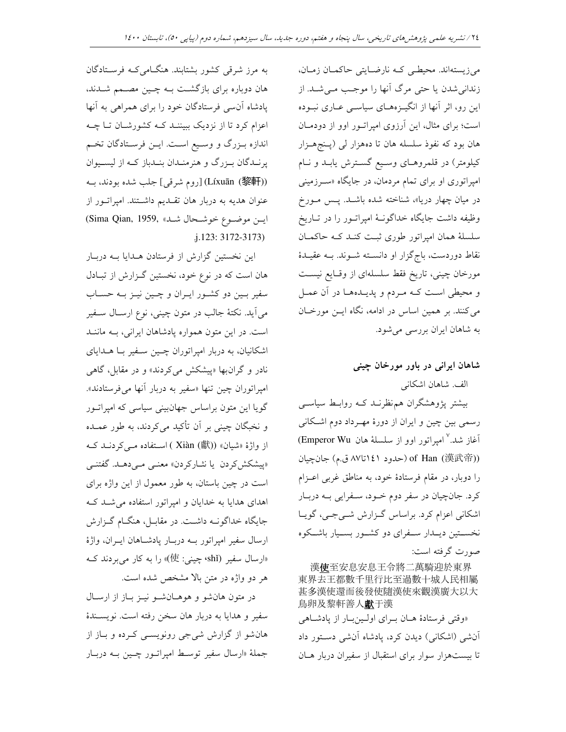می‌زیسته‌اند. محیطی که نارضایتی حاکمان زمان، زندانی‌شدن یا حتی مرگ آنها را موجب می‌شد. از این رو، اثر آنها از انگیزه‌های سیاسی عاری نبوده است؛ برای مثال، این آرزوی امپراتور اوو از دودمان هان بود که نفوذ سلسله هان تا ده‌هزار لی (پنج‌هزار کیلومتر) در قلمروهای وسیع گسترش یابد و نام امپراتوری او برای تمام مردمان، در جایگاه «سرزمینی در میان چهار دریا»، شناخته شده باشد. پس مورخ وظیفه داشت جایگاه خداگونهٔ امپراتور را در تاریخ سلسلهٔ همان امپراتور طوری ثبت کند که حاکمان نقاط دوردست، باج‌گزار او دانسته شوند. به عقیدهٔ مورخان چینی، تاریخ فقط سلسله‌ای از وقایع نیست و محیطی است که مردم و پدیده‌ها در آن عمل می‌کنند. بر همین اساس در ادامه، نگاه این مورخان به شاهان ایران بررسی می‌شود.

## شاهان ایرانی در باور مورخان چینی

### الف. شاهان اشکانی

بیشتر پژوهشگران هم‌نظرند که روابط سیاسی رسمی بین چین و ایران از دورهٔ مهرداد دوم اشکانی آغاز شد.[۷] امپراتور اوو از سلسلهٔ هان (Emperor Wu of Han (漢武帝)) (حدود ۱۴۱تا۸۷ ق.م) جان‌چیان را دوبار، در مقام فرستادهٔ خود، به مناطق غربی اعزام کرد. جان‌چیان در سفر دوم خود، سفرایی به دربار اشکانی اعزام کرد. براساس گزارش شی‌جی، گویا نخستین دیدار سفرای دو کشور بسیار باشکوه صورت گرفته است:

漢**使**至安息安息王令將二萬騎迎於東界東界去王都數千里行比至過數十城人民相屬甚多漢使還而後發使隨漢使來觀漢廣大以大鳥卵及黎軒善人**獻**于漢

«وقتی فرستادهٔ هان برای اولین‌بار از پادشاهی آن‌شی (اشکانی) دیدن کرد، پادشاه آن‌شی دستور داد تا بیست‌هزار سوار برای استقبال از سفیران دربار هان به مرز شرقی کشور بشتابند. هنگامی‌که فرستادگان هان دوباره برای بازگشت به چین مصمم شدند، پادشاه آن‌سی فرستادگان خود را برای همراهی به آنها اعزام کرد تا از نزدیک ببینند که کشورشان تا چه اندازه بزرگ و وسیع است. این فرستادگان تخم پرندگان بزرگ و هنرمندان بندباز که از لیسیوان (Líxuān (黎軒)) [روم شرقی] جلب شده بودند، به عنوان هدیه به دربار هان تقدیم داشتند. امپراتور از این موضوع خوشحال شد» (Sima Qian, 1959, j.123: 3172-3173).

این نخستین گزارش از فرستادن هدایا به دربار هان است که در نوع خود، نخستین گزارش از تبادل سفیر بین دو کشور ایران و چین نیز به حساب می‌آید. نکتهٔ جالب در متون چینی، نوع ارسال سفیر است. در این متون همواره پادشاهان ایرانی، به مانند اشکانیان، به دربار امپراتوران چین سفیر با هدایای نادر و گران‌بها «پیشکش می‌کردند» و در مقابل، گاهی امپراتوران چین تنها «سفیر به دربار آنها می‌فرستادند». گویا این متون براساس جهان‌بینی سیاسی که امپراتور و نخبگان چینی بر آن تأکید می‌کردند، به طور عمده از واژهٔ «شیان» (Xiàn (獻)) استفاده می‌کردند که «پیشکش‌کردن یا نثارکردن» معنی می‌دهد. گفتنی است در چین باستان، به طور معمول از این واژه برای اهدای هدایا به خدایان و امپراتور استفاده می‌شد که جایگاه خداگونه داشت. در مقابل، هنگام گزارش ارسال سفیر امپراتور به دربار پادشاهان ایران، واژهٔ «ارسال سفیر (shǐ، چینی: 使)» را به کار می‌بردند که هر دو واژه در متن بالا مشخص شده است.

در متون هان‌شو و هوهان‌شو نیز باز از ارسال سفیر و هدایا به دربار هان سخن رفته است. نویسندهٔ هان‌شو از گزارش شی‌جی رونویسی کرده و باز از جملهٔ «ارسال سفیر توسط امپراتور چین به دربار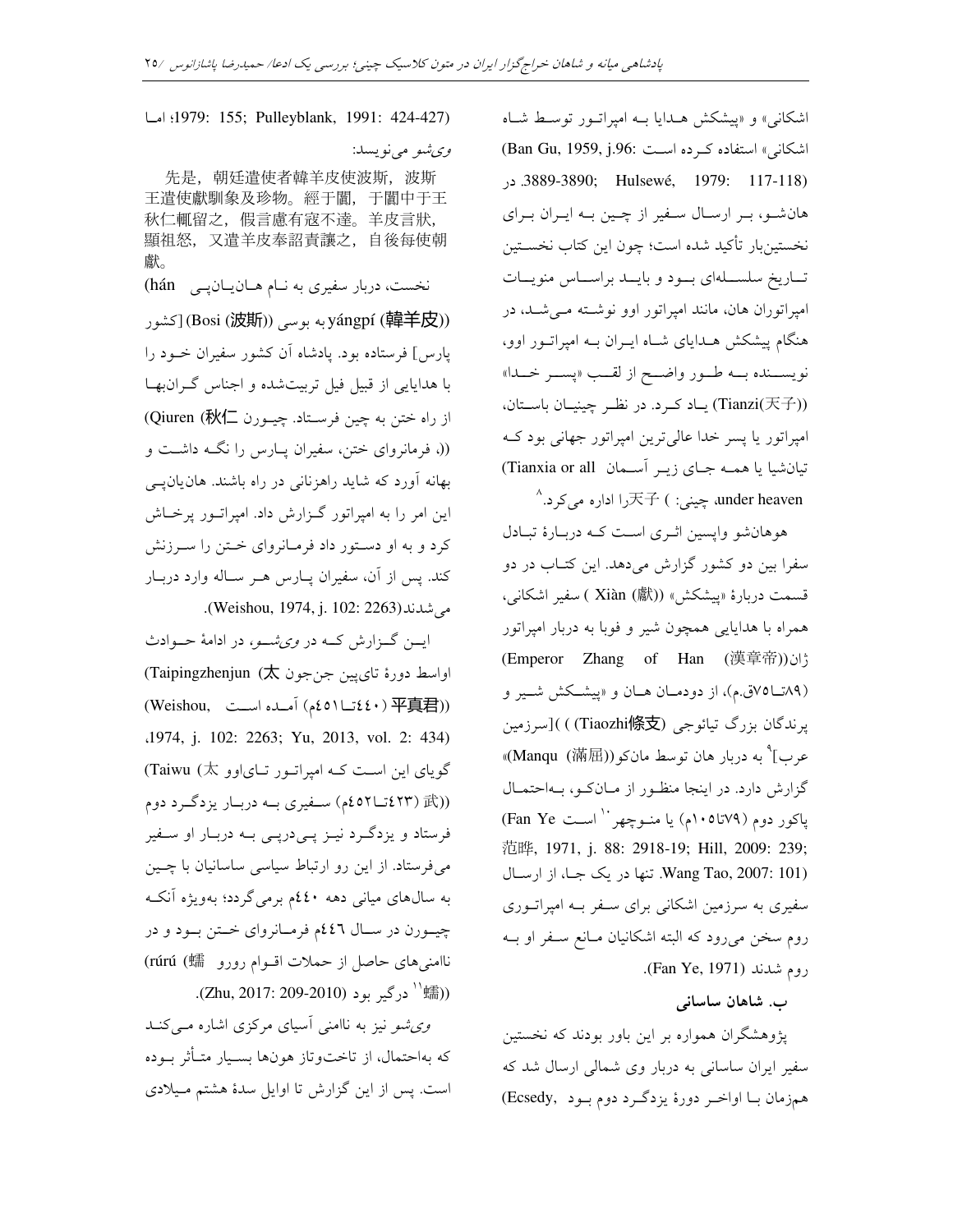اشکانی» و «پیشکش هدایا به امپراتور توسط شاه اشکانی» استفاده کرده است (Ban Gu, 1959, j.96: 3889-3890; Hulsewé, 1979: 117-118). در هان‌شو، بر ارسال سفیر از چین به ایران برای نخستین‌بار تأکید شده است؛ چون این کتاب نخستین تاریخ سلسله‌ای بود و باید براساس منویات امپراتوران هان، مانند امپراتور اوو نوشته می‌شد، در هنگام پیشکش هدایای شاه ایران به امپراتور اوو، نویسنده به طور واضح از لقب «پسر خدا» (Tianzi(天子)) یاد کرد. در نظر چینیان باستان، امپراتور یا پسر خدا عالی‌ترین امپراتور جهانی بود که تیان‌شیا یا همه جای زیر آسمان (Tianxia or all under heaven، چینی: 天子) را اداره می‌کرد.[8]

هوهان‌شو واپسین اثری است که دربارهٔ تبادل سفرا بین دو کشور گزارش می‌دهد. این کتاب در دو قسمت دربارهٔ «پیشکش» (Xiàn (獻)) سفیر اشکانی، همراه با هدایایی همچون شیر و فوبا به دربار امپراتور ژان (Emperor Zhang of Han (漢章帝)) (۸۹تا۷۵ق.م)، از دودمان هان و «پیشکش شیر و پرندگان بزرگ تیائوجی (Tiaozhi條支)) [سرزمین عرب][9] به دربار هان توسط مان‌کو (Manqu (滿屈))» گزارش دارد. در اینجا منظور از مان‌کو، به‌احتمال پاکور دوم (۷۹تا۱۰۵م) یا منوچهر[10] است (Fan Ye 范晔, 1971, j. 88: 2918-19; Hill, 2009: 239; Wang Tao, 2007: 101). تنها در یک جا، از ارسال سفیری به سرزمین اشکانی برای سفر به امپراتوری روم سخن می‌رود که البته اشکانیان مانع سفر او به روم شدند (Fan Ye, 1971).

## ب. شاهان ساسانی

پژوهشگران همواره بر این باور بودند که نخستین سفیر ایران ساسانی به دربار وی شمالی ارسال شد که هم‌زمان با اواخر دورهٔ یزدگرد دوم بود (Ecsedy, 1979: 155; Pulleyblank, 1991: 424-427)؛ اما *وی‌شو* می‌نویسد:

先是，朝廷遣使者韓羊皮使波斯，波斯王遣使獻馴象及珍物。經于闐，于闐中于王秋仁輒留之，假言慮有寇不達。羊皮言狀，顯祖怒，又遣羊皮奉詔責讓之，自後每使朝獻。

نخست، دربار سفیری به نام هان‌یان‌پی (hán yángpí (韓羊皮)) به بوسی (Bosi (波斯)) [کشور پارس] فرستاده بود. پادشاه آن کشور سفیران خود را با هدایایی از قبیل فیل تربیت‌شده و اجناس گران‌بها از راه ختن به چین فرستاد. چیورن (Qiuren (秋仁)), فرمانروای ختن، سفیران پارس را نگه داشت و بهانه آورد که شاید راهزنانی در راه باشند. هان‌یان‌پی این امر را به امپراتور گزارش داد. امپراتور پرخاش کرد و به او دستور داد فرمانروای ختن را سرزنش کند. پس از آن، سفیران پارس هر ساله وارد دربار می‌شدند(Weishou, 1974, j. 102: 2263).

این گزارش که در *وی‌شو*، در ادامهٔ حوادث اواسط دورهٔ تای‌پین جن‌جون (Taipingzhenjun (太平真君)) (۴۴۰تا۴۵۱م) آمده است (Weishou, 1974, j. 102: 2263; Yu, 2013, vol. 2: 434)، گویای این است که امپراتور تای‌اوو (Taiwu (太武)) (۴۲۳تا۴۵۲م) سفیری به دربار یزدگرد دوم فرستاد و یزدگرد نیز پی‌درپی به دربار او سفیر می‌فرستاد. از این رو ارتباط سیاسی ساسانیان با چین به سال‌های میانی دههٔ ۴۴۰م برمی‌گردد؛ به‌ویژه آنکه چیورن در سال ۴۴۶م فرمانروای ختن بود و در ناامنی‌های حاصل از حملات اقوام رورو (rúrú (蠕蠕))[11] درگیر بود (Zhu, 2017: 209-2010).

*وی‌شو* نیز به ناامنی آسیای مرکزی اشاره می‌کند که به‌احتمال، از تاخت‌وتاز هون‌ها بسیار متأثر بوده است. پس از این گزارش تا اوایل سدهٔ هشتم میلادی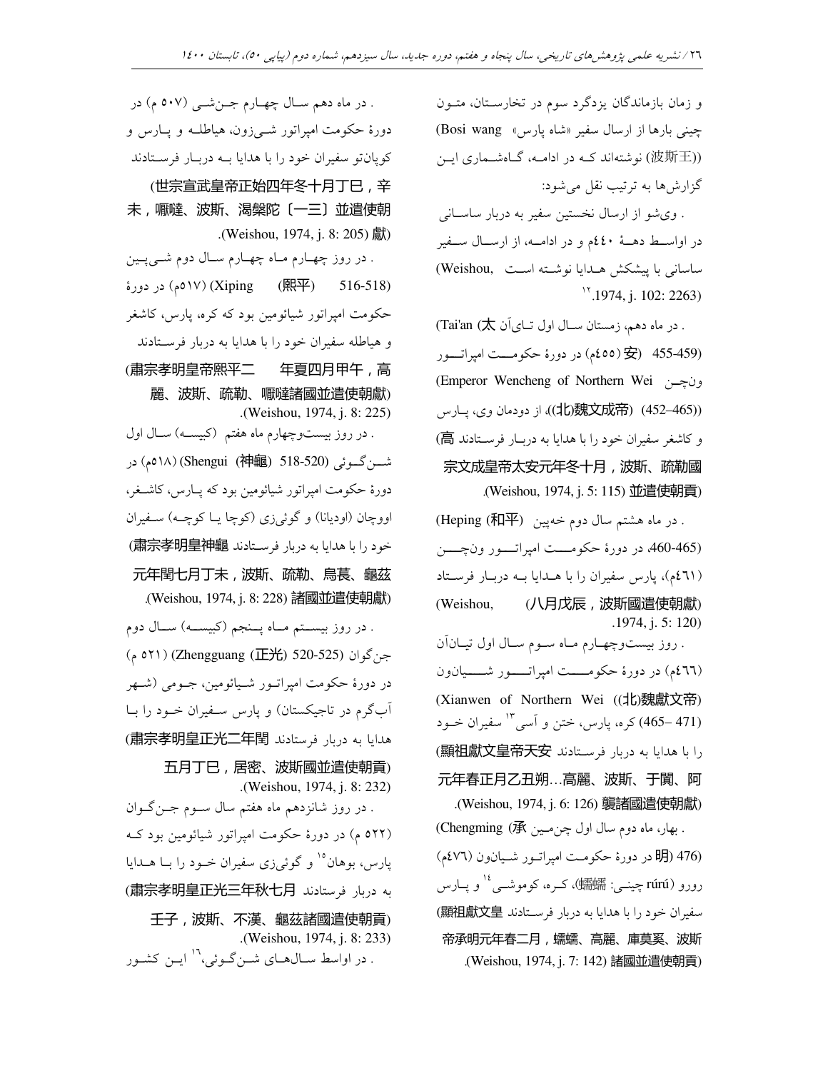و زمان بازماندگان یزدگرد سوم در تخارستان، متـون چینی بارها از ارسال سفیر «شاه پارس» (Bosi wang (波斯王)) نوشته‌اند کـه در ادامـه، گـاه‌شـماری ایـن گزارش‌ها به ترتیب نقل می‌شود:

. وی‌شو از ارسال نخستین سفیر به دربار ساسـانی در اواسـط دهـهٔ ٤٤٠م و در ادامـه، از ارسـال سـفیر ساسانی با پیشکش هـدایا نوشـته اسـت (Weishou, 1974, j. 102: 2263)[12].

. در ماه دهم، زمستان سـال اول تـای‌آن (Tai'an (太安 455-459) (٤٥٥م) در دورهٔ حکومـت امپراتـور ونچـن (Emperor Wencheng of Northern Wei ((北)魏文成帝) (452–465))، از دودمان وی، پـارس و کاشغر سفیران خود را با هدایا به دربـار فرسـتادند (高宗文成皇帝太安元年冬十月，波斯、疏勒國並遣使朝貢) (Weishou, 1974, j. 5: 115).

. در ماه هشتم سال دوم خه‌پین (Heping (和平) (460-465، در دورهٔ حکومـت امپراتـور ونچـن (٤٦١م)، پارس سفیران را با هـدایا بـه دربـار فرسـتاد (八月戊辰，波斯國遣使朝獻) (Weishou, 1974, j. 5: 120).

. روز بیست‌وچهـارم مـاه سـوم سـال اول تیـان‌آن (٤٦٦م) در دورهٔ حکومـت امپراتـور شـیان‌ون (Xianwen of Northern Wei ((北)魏獻文帝) (471 –465) کره، پارس، ختن و آسی[13] سفیران خـود را با هدایا به دربار فرسـتادند (顯祖獻文皇帝天安元年春正月乙丑朔…高麗、波斯、于闐、阿襲諸國遣使朝獻) (Weishou, 1974, j. 6: 126).

. بهار، ماه دوم سال اول چن‌مـین (Chengming (承明 (476) در دورهٔ حکومـت امپراتـور شـیان‌ون (٤٧٦م) رورو (rúrú چینـی: 蠕蠕)، کـره، کوموشـی[14] و پـارس سفیران خود را با هدایا به دربار فرسـتادند (顯祖獻文皇帝承明元年春二月，蠕蠕、高麗、庫莫奚、波斯諸國並遣使朝貢) (Weishou, 1974, j. 7: 142).

. در ماه دهم سـال چهـارم جـن‌شـی (٥٠٧ م) در دورهٔ حکومت امپراتور شـی‌زون، هیاطلـه و پـارس و کوپان‌تو سفیران خود را با هدایا بـه دربـار فرسـتادند (世宗宣武皇帝正始四年冬十月丁巳，辛未，嚈噠、波斯、渴槃陀〔一三〕並遣使朝獻) (Weishou, 1974, j. 8: 205).

. در روز چهـارم مـاه چهـارم سـال دوم شـی‌پـین (Xiping (熙平) 516-518) (٥١٧م) در دورهٔ حکومت امپراتور شیائومین بود که کره، پارس، کاشغر و هیاطله سفیران خود را با هدایا به دربار فرسـتادند (肅宗孝明皇帝熙平二年夏四月甲午，高麗、波斯、疏勒、嚈噠諸國並遣使朝獻) (Weishou, 1974, j. 8: 225).

. در روز بیست‌وچهارم ماه هفتم (کبیسـه) سـال اول شـن‌گـوئی (Shengui (神龜) 518-520) (٥١٨م) در دورهٔ حکومت امپراتور شیائومین بود که پـارس، کاشـغر، اووچان (اودیانا) و گوئی‌زی (کوچا یـا کوچـه) سـفیران خود را با هدایا به دربار فرسـتادند (肅宗孝明皇神龜元年閏七月丁未，波斯、疏勒、烏萇、龜茲諸國並遣使朝獻) (Weishou, 1974, j. 8: 228).

. در روز بیسـتم مـاه پـنجم (کبیسـه) سـال دوم جن‌گوان (Zhengguang (正光) 520-525) (٥٢١ م) در دورهٔ حکومت امپراتـور شـیائومین، جـومی (شـهر آب‌گرم در تاجیکستان) و پارس سـفیران خـود را بـا هدایا به دربار فرستادند (肅宗孝明皇正光二年閏五月丁巳，居密、波斯國並遣使朝貢) (Weishou, 1974, j. 8: 232).

. در روز شانزدهم ماه هفتم سال سـوم جـن‌گـوان (٥٢٢ م) در دورهٔ حکومت امپراتور شیائومین بود کـه پارس، بوهان[15] و گوئی‌زی سفیران خـود را بـا هـدایا به دربار فرستادند (肅宗孝明皇正光三年秋七月壬子，波斯、不漢、龜茲諸國遣使朝貢) (Weishou, 1974, j. 8: 233).

. در اواسط سـال‌هـای شـن‌گـوئی،[16] ایـن کشـور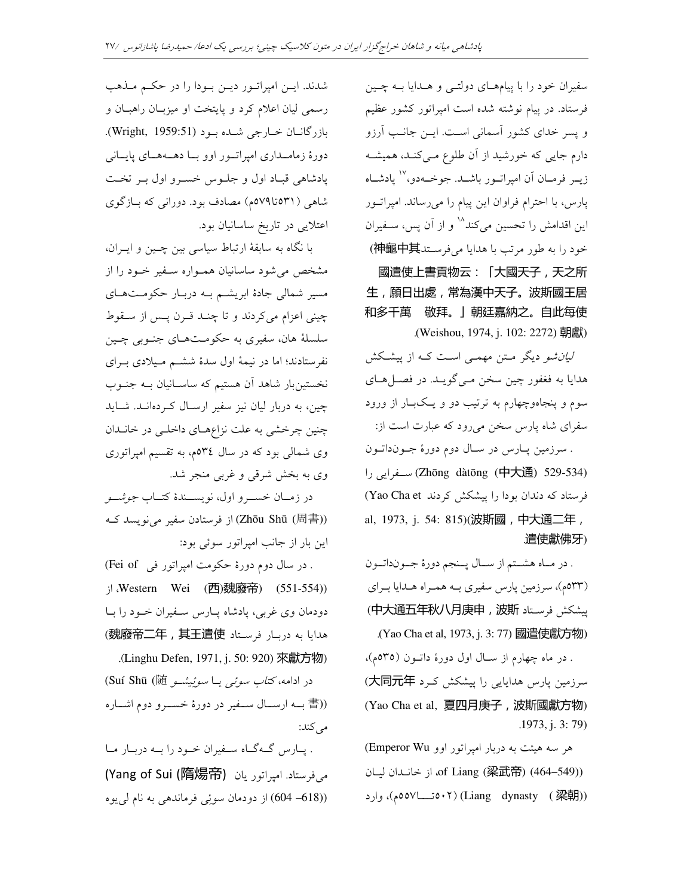سفیران خود را با پیام‌های دولتی و هدایا به چین فرستاد. در پیام نوشته شده است امپراتور کشور عظیم و پسر خدای کشور آسمانی است. این جانب آرزو دارم جایی که خورشید از آن طلوع می‌کند، همیشه زیر فرمان آن امپراتور باشد. جوخه‌دو،[17] پادشاه پارس، با احترام فراوان این پیام را می‌رساند. امپراتور این اقدامش را تحسین می‌کند[18] و از آن پس، سفیران خود را به طور مرتب با هدایا می‌فرستد(神龜中其國遣使上書貢物云：「大國天子，天之所生，願日出處，常為漢中天子。波斯國王居和多千萬 敬拜。」朝廷嘉納之。自此每使朝獻 (Weishou, 1974, j. 102: 2272)).

*لیانشو* دیگر متن مهمی است که از پیشکش هدایا به فغفور چین سخن می‌گوید. در فصل‌های سوم و پنجاه‌وچهارم به ترتیب دو و یک‌بار از ورود سفرای شاه پارس سخن می‌رود که عبارت است از:

. سرزمین پارس در سال دوم دورۀ جونداتون (Zhōng dàtōng (中大通) 529-534) سفرایی را فرستاد که دندان بودا را پیشکش کردند (Yao Cha et al, 1973, j. 54: 815)(波斯國，中大通二年，遣使獻佛牙).

. در ماه هشتم از سال پنجم دورۀ جونداتون (۵۳۳م)، سرزمین پارس سفیری به همراه هدایا برای پیشکش فرستاد (中大通五年秋八月庚申，波斯國遣使獻方物 (Yao Cha et al, 1973, j. 3: 77)).

. در ماه چهارم از سال اول دورۀ داتون (۵۳۵م)، سرزمین پارس هدایایی را پیشکش کرد (大同元年夏四月庚子，波斯國獻方物 (Yao Cha et al, 1973, j. 3: 79)).

هر سه هیئت به دربار امپراتور اوو (Emperor Wu of Liang (梁武帝) (464–549))، از خاندان لیان (Liang dynasty (梁朝) (۵۰۲تا۵۵۷م))، وارد شدند. این امپراتور دین بودا را در حکم مذهب رسمی لیان اعلام کرد و پایتخت او میزبان راهبان و بازرگانان خارجی شده بود (Wright, 1959:51). دورۀ زمامداری امپراتور اوو با دهه‌های پایانی پادشاهی قباد اول و جلوس خسرو اول بر تخت شاهی (۵۳۱تا۵۷۹م) مصادف بود. دورانی که بازگوی اعتلایی در تاریخ ساسانیان بود.

با نگاه به سابقۀ ارتباط سیاسی بین چین و ایران، مشخص می‌شود ساسانیان همواره سفیر خود را از مسیر شمالی جادۀ ابریشم به دربار حکومت‌های چینی اعزام می‌کردند و تا چند قرن پس از سقوط سلسلۀ هان، سفیری به حکومت‌های جنوبی چین نفرستادند؛ اما در نیمۀ اول سدۀ ششم میلادی برای نخستین‌بار شاهد آن هستیم که ساسانیان به جنوب چین، به دربار لیان نیز سفیر ارسال کرده‌اند. شاید چنین چرخشی به علت نزاع‌های داخلی در خاندان وی شمالی بود که در سال ۵۳٤م، به تقسیم امپراتوری وی به بخش شرقی و غربی منجر شد.

در زمان خسرو اول، نویسندۀ کتاب *جوشو* (Zhōu Shū (周書)) از فرستادن سفیر می‌نویسد که این بار از جانب امپراتور سوئی بود:

. در سال دوم دورۀ حکومت امپراتور فی (Fei of Western Wei (西魏廢帝) (551-554))، از دودمان وی غربی، پادشاه پارس سفیران خود را با هدایا به دربار فرستاد (魏廢帝二年，其王遣使來獻方物 (Linghu Defen, 1971, j. 50: 920)).

در ادامه، *کتاب سوئی* یا *سوئیشو* (Suí Shū (隨書)) به ارسال سفیر در دورۀ خسرو دوم اشاره می‌کند:

. پارس گه‌گاه سفیران خود را به دربار ما می‌فرستاد. امپراتور یان (Yang of Sui (隋煬帝) (604 –618)) از دودمان سوئی فرماندهی به نام لی‌یوه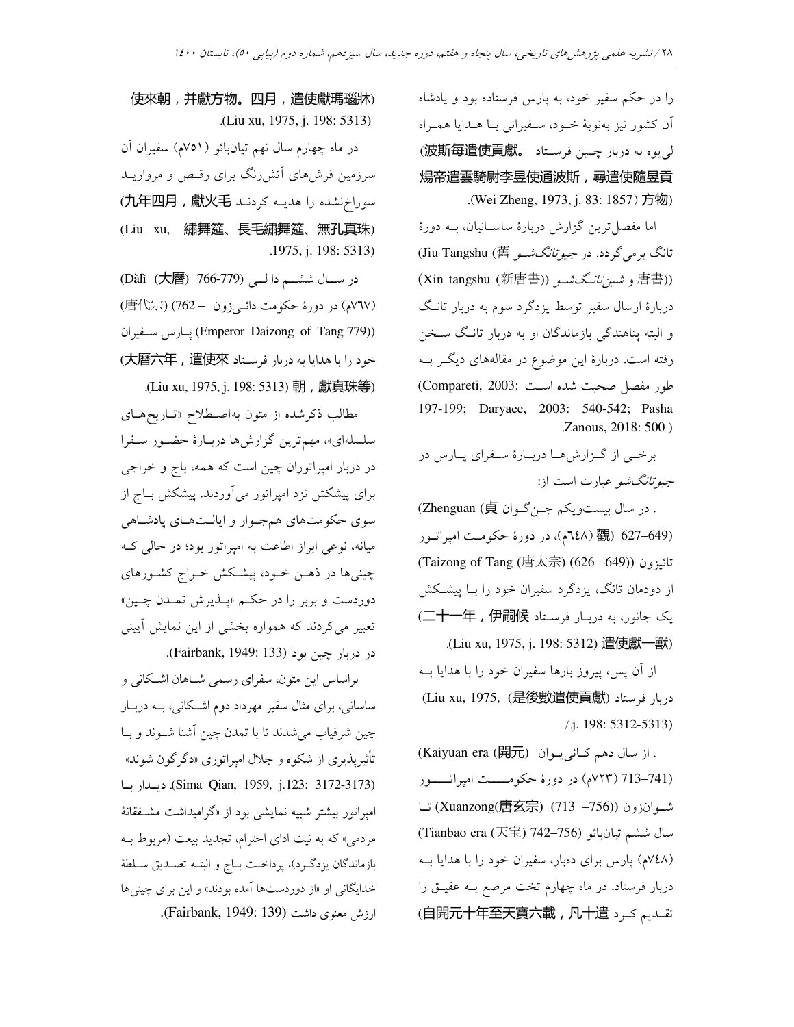را در حکم سفیر خود، به پارس فرستاده بود و پادشاه آن کشور نیز به‌نوبهٔ خود، سفیرانی با هدایا همراه لی‌یوه به دربار چین فرستاد (波斯每遣使貢獻。煬帝遣雲騎尉李昱使通波斯，尋遣使隨昱貢方物) (Wei Zheng, 1973, j. 83: 1857).

اما مفصل‌ترین گزارش دربارهٔ ساسانیان، به دورهٔ تانگ برمی‌گردد. در *جیوتانگ‌شو* (Jiu Tangshu (舊唐書)) و *شین‌تانگ‌شو* ((Xin tangshu (新唐書)) دربارهٔ ارسال سفیر توسط یزدگرد سوم به دربار تانگ و البته پناهندگی بازماندگان او به دربار تانگ سخن رفته است. دربارهٔ این موضوع در مقاله‌های دیگر به طور مفصل صحبت شده است (Compareti, 2003: 197-199; Daryaee, 2003: 540-542; Pasha Zanous, 2018: 500 ).

برخی از گزارش‌ها دربارهٔ سفرای پارس در *جیوتانگ‌شو* عبارت است از:

. در سال بیست‌ویکم جن‌گوان (Zhenguan (貞觀) (627–649) (٦٤٨م)، در دورهٔ حکومت امپراتور تائیزون ((Taizong of Tang (唐太宗) (626 –649)) از دودمان تانگ، یزدگرد سفیران خود را با پیشکش یک جانور، به دربار فرستاد (二十一年，伊嗣候遣使獻一獸) (Liu xu, 1975, j. 198: 5312).

از آن پس، پیروز بارها سفیران خود را با هدایا به دربار فرستاد (是後數遣使貢獻) (Liu xu, 1975, j. 198: 5312-5313).

. از سال دهم کائی‌یوان (Kaiyuan era (開元) (713–741) (٧٢٣م) در دورهٔ حکومت امپراتور شوان‌زون ((Xuanzong(唐玄宗) (713 –756)) تا سال ششم تیان‌بائو (Tianbao era (天宝) (742–756) (٧٤٨م) پارس برای ده‌بار، سفیران خود را با هدایا به دربار فرستاد. در ماه چهارم تخت مرصع به عقیق را تقدیم کرد (自開元十年至天寶六載，凡十遣使來朝，并獻方物。四月，遣使獻瑪瑙牀) (Liu xu, 1975, j. 198: 5313).

در ماه چهارم سال نهم تیان‌بائو (٧٥١م) سفیران آن سرزمین فرش‌های آتش‌رنگ برای رقص و مروارید سوراخ‌نشده را هدیه کردند (九年四月，獻火毛繡舞筵、長毛繡舞筵、無孔真珠) (Liu xu, 1975, j. 198: 5313).

در سال ششم دالی (Dàlì (大曆) 766-779) (٧٦٧م) در دورهٔ حکومت دائی‌زون (唐代宗) (762 – Emperor Daizong of Tang 779)) پارس سفیران خود را با هدایا به دربار فرستاد (大曆六年，遣使來朝，獻真珠等) (Liu xu, 1975, j. 198: 5313).

مطالب ذکرشده از متون به‌اصطلاح «تاریخ‌های سلسله‌ای»، مهم‌ترین گزارش‌ها دربارهٔ حضور سفرا در دربار امپراتوران چین است که همه، باج و خراجی برای پیشکش نزد امپراتور می‌آوردند. پیشکش باج از سوی حکومت‌های هم‌جوار و ایالت‌های پادشاهی میانه، نوعی ابراز اطاعت به امپراتور بود؛ در حالی که چینی‌ها در ذهن خود، پیشکش خراج کشورهای دوردست و بربر را در حکم «پذیرش تمدن چین» تعبیر می‌کردند که همواره بخشی از این نمایش آیینی در دربار چین بود (Fairbank, 1949: 133).

براساس این متون، سفرای رسمی شاهان اشکانی و ساسانی، برای مثال سفیر مهرداد دوم اشکانی، به دربار چین شرفیاب می‌شدند تا با تمدن چین آشنا شوند و با تأثیرپذیری از شکوه و جلال امپراتوری «دگرگون شوند» (Sima Qian, 1959, j.123: 3172-3173). دیدار با امپراتور بیشتر شبیه نمایشی بود از «گرامیداشت مشفقانهٔ مردمی» که به نیت ادای احترام، تجدید بیعت (مربوط به بازماندگان یزدگرد)، پرداخت باج و البته تصدیق سلطهٔ خدایگانی او «از دوردست‌ها آمده بودند» و این برای چینی‌ها ارزش معنوی داشت (Fairbank, 1949: 139).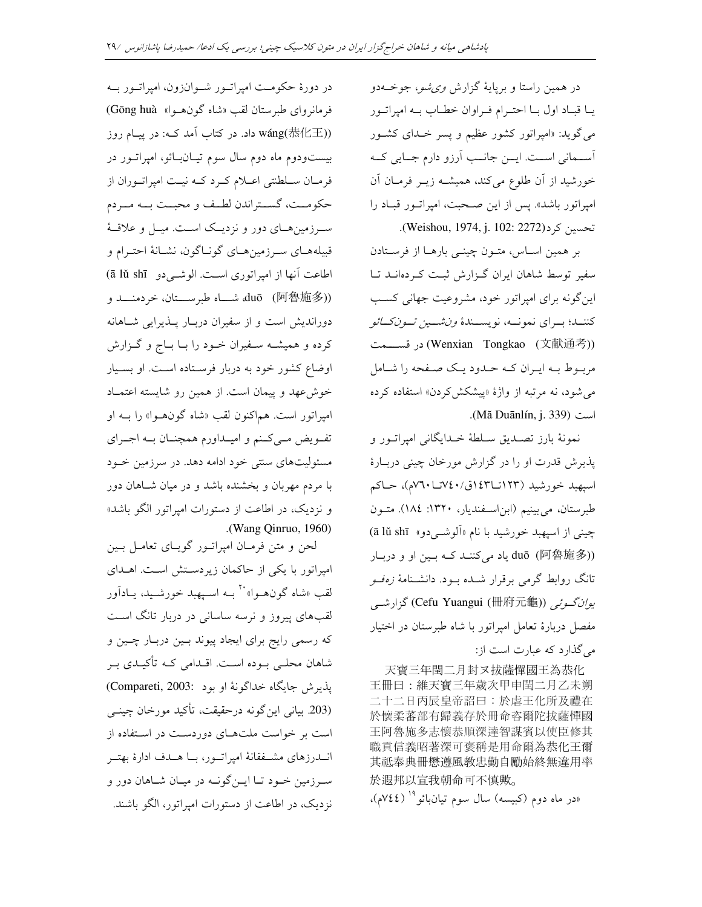در همین راستا و برپایهٔ گزارش *وی‌شو*، جوخه‌دو یا قباد اول با احترام فراوان خطاب به امپراتور می‌گوید: «امپراتور کشور عظیم و پسر خدای کشور آسمانی است. این جانب آرزو دارم جایی که خورشید از آن طلوع می‌کند، همیشه زیر فرمان آن امپراتور باشد». پس از این صحبت، امپراتور قباد را تحسین کرد(Weishou, 1974, j. 102: 2272).

بر همین اساس، متون چینی بارها از فرستادن سفیر توسط شاهان ایران گزارش ثبت کرده‌اند تا این‌گونه برای امپراتور خود، مشروعیت جهانی کسب کنند؛ برای نمونه، نویسندهٔ *ون‌شین تون‌کائو* ((文獻通考) Wenxian Tongkao) در قسمت مربوط به ایران که حدود یک صفحه را شامل می‌شود، نه مرتبه از واژهٔ «پیشکش‌کردن» استفاده کرده است (Mǎ Duānlín, j. 339).

نمونهٔ بارز تصدیق سلطهٔ خدایگانی امپراتور و پذیرش قدرت او را در گزارش مورخان چینی دربارهٔ اسپهبد خورشید (۱۲۳تا۱۴۳ق/۷۴۰تا۷۶۰م)، حاکم طبرستان، می‌بینیم (ابن‌اسفندیار، ۱۳۲۰: ۱۸٤). متون چینی از اسپهبد خورشید با نام «آلوشی‌دو» (ā lǔ shī (阿魯施多) duō) یاد می‌کنند که بین او و دربار تانگ روابط گرمی برقرار شده بود. دانشنامهٔ *زه‌فو یوان‌گوئی* ((冊府元龜) Cefu Yuangui) گزارشی مفصل دربارهٔ تعامل امپراتور با شاه طبرستان در اختیار می‌گذارد که عبارت است از:

天寶三年閏二月封ヌ拔薩憚國王為恭化王冊曰：維天寶三年歲次甲申閏二月乙未朔二十二日丙辰皇帝詔曰：於虐王化所及禮在於懷柔蕃部有歸義存於冊命咨爾陀拔薩憚國王阿魯施多志懷恭順深達智謀賓以使臣修其職貢信義昭著深可褒稱是用命爾為恭化王爾其祗奉典冊懋遵風教忠勤自勵始終無違用率於遐邦以宣我朝命可不慎歟。

«در ماه دوم (کبیسه) سال سوم تیان‌بائو[19] (۷٤٤م)، در دورهٔ حکومت امپراتور شوان‌زون، امپراتور به فرمانروای طبرستان لقب «شاه گون‌هوا» (Gōng huà wáng(恭化王)) داد. در کتاب آمد که: در پیام روز بیست‌ودوم ماه دوم سال سوم تیان‌بائو، امپراتور در فرمان سلطنتی اعلام کرد که نیت امپراتوران از حکومت، گستراندن لطف و محبت به مردم سرزمین‌های دور و نزدیک است. میل و علاقهٔ قبیله‌های سرزمین‌های گوناگون، نشانهٔ احترام و اطاعت آنها از امپراتوری است. الوشی‌دو (ā lǔ shī (阿魯施多) duō)، شاه طبرستان، خردمند و دوراندیش است و از سفیران دربار پذیرایی شاهانه کرده و همیشه سفیران خود را با باج و گزارش اوضاع کشور خود به دربار فرستاده است. او بسیار خوش‌عهد و پیمان است. از همین رو شایسته اعتماد امپراتور است. هم‌اکنون لقب «شاه گون‌هوا» را به او تفویض می‌کنم و امیدوارم همچنان به اجرای مسئولیت‌های سنتی خود ادامه دهد. در سرزمین خود با مردم مهربان و بخشنده باشد و در میان شاهان دور و نزدیک، در اطاعت از دستورات امپراتور الگو باشد» (Wang Qinruo, 1960).

لحن و متن فرمان امپراتور گویای تعامل بین امپراتور با یکی از حاکمان زیردستش است. اهدای لقب «شاه گون‌هوا»[20] به اسپهبد خورشید، یادآور لقب‌های پیروز و نرسه ساسانی در دربار تانگ است که رسمی رایج برای ایجاد پیوند بین دربار چین و شاهان محلی بوده است. اقدامی که تأکیدی بر پذیرش جایگاه خداگونهٔ او بود (Compareti, 2003: 203). بیانی این‌گونه درحقیقت، تأکید مورخان چینی است بر خواست ملت‌های دوردست در استفاده از اندرزهای مشفقانهٔ امپراتور، با هدف ادارهٔ بهتر سرزمین خود تا این‌گونه در میان شاهان دور و نزدیک، در اطاعت از دستورات امپراتور، الگو باشند.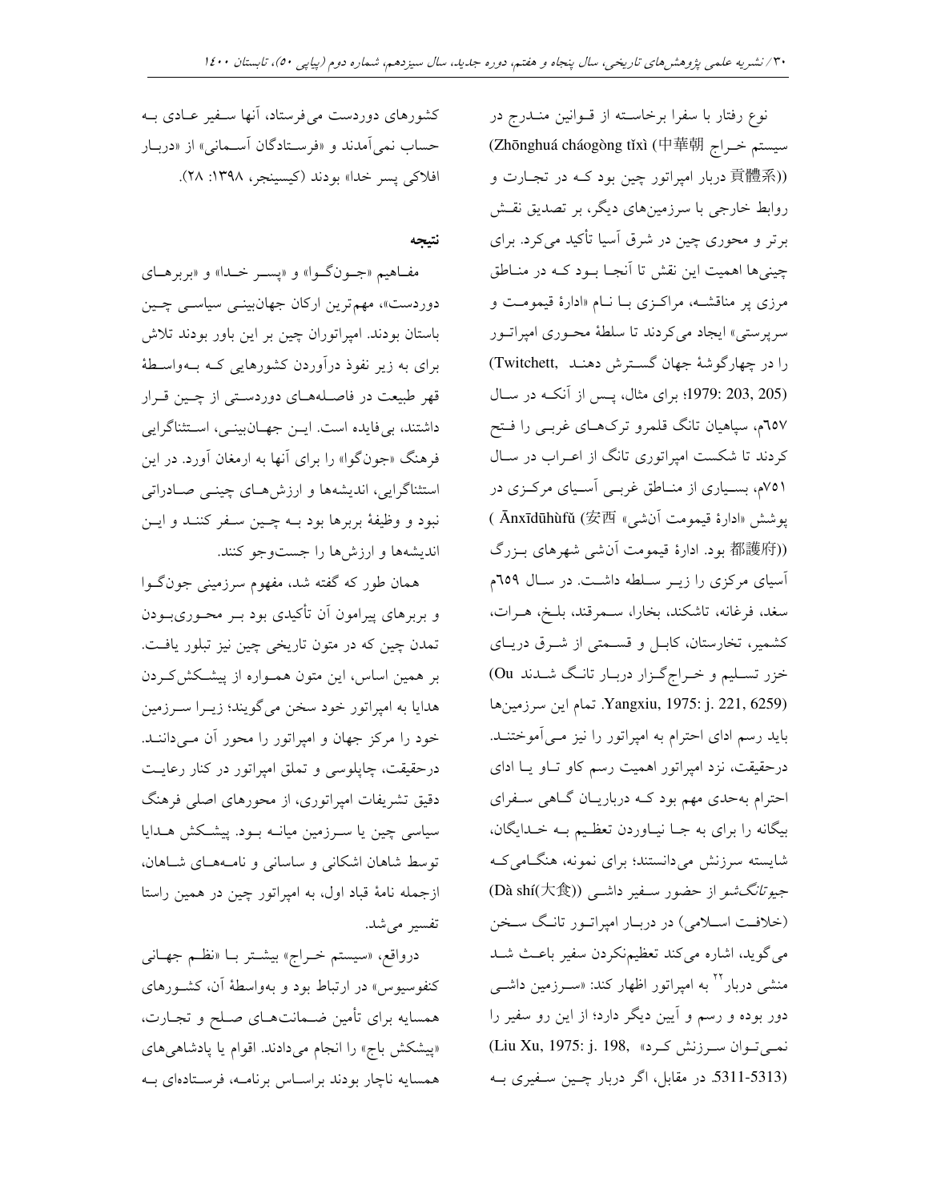نوع رفتار با سفرا برخاسته از قوانین مندرج در سیستم خراج (Zhōnghuá cháogòng tǐxì 中華朝貢體系) دربار امپراتور چین بود که در تجارت و روابط خارجی با سرزمین‌های دیگر، بر تصدیق نقش برتر و محوری چین در شرق آسیا تأکید می‌کرد. برای چینی‌ها اهمیت این نقش تا آنجا بود که در مناطق مرزی پر مناقشه، مراکزی با نام «ادارهٔ قیمومت و سرپرستی» ایجاد می‌کردند تا سلطهٔ محوری امپراتور را در چهارگوشهٔ جهان گسترش دهند (Twitchett, 1979: 203, 205)؛ برای مثال، پس از آنکه در سال ۶۵۷م، سپاهیان تانگ قلمرو ترک‌های غربی را فتح کردند تا شکست امپراتوری تانگ از اعراب در سال ۷۵۱م، بسیاری از مناطق غربی آسیای مرکزی در پوشش «ادارهٔ قیمومت آنشی» (Ānxīdūhùfǔ 安西都護府) بود. ادارهٔ قیمومت آنشی شهرهای بزرگ آسیای مرکزی را زیر سلطه داشت. در سال ۶۵۹م سغد، فرغانه، تاشکند، بخارا، سمرقند، بلخ، هرات، کشمیر، تخارستان، کابل و قسمتی از شرق دریای خزر تسلیم و خراج‌گزار دربار تانگ شدند (Ou Yangxiu, 1975: j. 221, 6259). تمام این سرزمین‌ها باید رسم ادای احترام به امپراتور را نیز می‌آموختند. درحقیقت، نزد امپراتور اهمیت رسم کاو تاو یا ادای احترام به‌حدی مهم بود که درباریان گاهی سفرای بیگانه را برای به جا نیاوردن تعظیم به خدایگان، شایسته سرزنش می‌دانستند؛ برای نمونه، هنگامی‌که جیوتانگ‌شو از حضور سفیر داشی (Dà shí(大食)) (خلافت اسلامی) در دربار امپراتور تانگ سخن می‌گوید، اشاره می‌کند تعظیم‌نکردن سفیر باعث شد منشی دربار[۲۲] به امپراتور اظهار کند: «سرزمین داشی دور بوده و رسم و آیین دیگر دارد؛ از این رو سفیر را نمی‌توان سرزنش کرد» (Liu Xu, 1975: j. 198, 5311-5313). در مقابل، اگر دربار چین سفیری به کشورهای دوردست می‌فرستاد، آنها سفیر عادی به حساب نمی‌آمدند و «فرستادگان آسمانی» از «دربار افلاکی پسر خدا» بودند (کیسینجر، ۱۳۹۸: ۲۸).

## نتیجه

مفاهیم «جون‌گوا» و «پسر خدا» و «بربرهای دوردست»، مهم‌ترین ارکان جهان‌بینی سیاسی چین باستان بودند. امپراتوران چین بر این باور بودند تلاش برای به زیر نفوذ درآوردن کشورهایی که به‌واسطهٔ قهر طبیعت در فاصله‌های دوردستی از چین قرار داشتند، بی‌فایده است. این جهان‌بینی، استثناگرایی فرهنگ «جون‌گوا» را برای آنها به ارمغان آورد. در این استثناگرایی، اندیشه‌ها و ارزش‌های چینی صادراتی نبود و وظیفهٔ بربرها بود به چین سفر کنند و این اندیشه‌ها و ارزش‌ها را جست‌وجو کنند.

همان طور که گفته شد، مفهوم سرزمینی جون‌گوا و بربرهای پیرامون آن تأکیدی بود بر محوری‌بودن تمدن چین که در متون تاریخی چین نیز تبلور یافت. بر همین اساس، این متون همواره از پیشکش‌کردن هدایا به امپراتور خود سخن می‌گویند؛ زیرا سرزمین خود را مرکز جهان و امپراتور را محور آن می‌دانند. درحقیقت، چاپلوسی و تملق امپراتور در کنار رعایت دقیق تشریفات امپراتوری، از محورهای اصلی فرهنگ سیاسی چین یا سرزمین میانه بود. پیشکش هدایا توسط شاهان اشکانی و ساسانی و نامه‌های شاهان، ازجمله نامهٔ قباد اول، به امپراتور چین در همین راستا تفسیر می‌شد.

درواقع، «سیستم خراج» بیشتر با «نظم جهانی کنفوسیوس» در ارتباط بود و به‌واسطهٔ آن، کشورهای همسایه برای تأمین ضمانت‌های صلح و تجارت، «پیشکش باج» را انجام می‌دادند. اقوام یا پادشاهی‌های همسایه ناچار بودند براساس برنامه، فرستاده‌ای به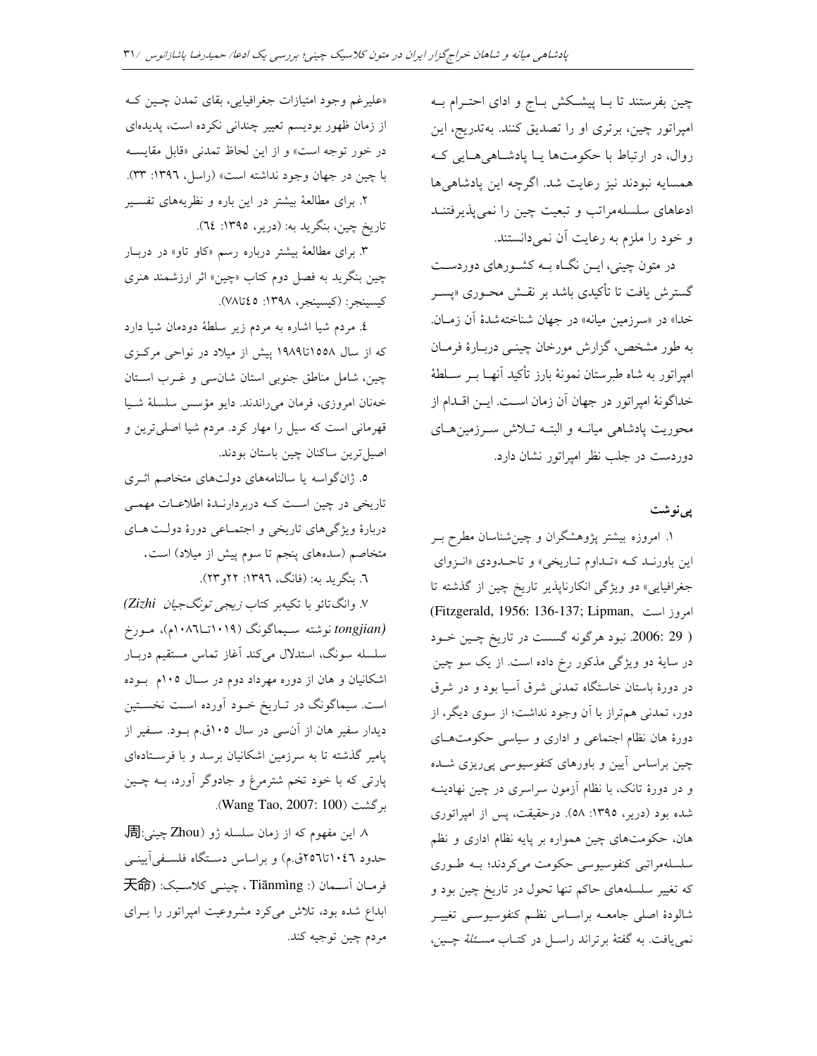چین بفرستند تا بـا پیشـکش بـاج و ادای احتـرام بـه امپراتور چین، برتری او را تصدیق کنند. به‌تدریج، این روال، در ارتباط با حکومت‌ها یـا پادشـاهی‌هـایی کـه همسایه نبودند نیز رعایت شد. اگرچه این پادشاهی‌ها ادعاهای سلسله‌مراتب و تبعیت چین را نمی‌پذیرفتنـد و خود را ملزم به رعایت آن نمی‌دانستند.

در متون چینی، ایـن نگـاه بـه کشـورهای دوردسـت گسترش یافت تا تأکیدی باشد بر نقـش محـوری «پسـر خدا» در «سرزمین میانه» در جهان شناخته‌شدهٔ آن زمـان. به طور مشخص، گزارش مورخان چینـی دربـارهٔ فرمـان امپراتور به شاه طبرستان نمونهٔ بارز تأکید آنهـا بـر سـلطهٔ خداگونهٔ امپراتور در جهان آن زمان اسـت. ایـن اقـدام از محوریت پادشاهی میانـه و البتـه تـلاش سـرزمین‌هـای دوردست در جلب نظر امپراتور نشان دارد.

## پی‌نوشت

۱. امروزه بیشتر پژوهشگران و چین‌شناسان مطرح بـر این باورنـد کـه «تـداوم تـاریخی» و تاحـدودی «انـزوای جغرافیایی» دو ویژگی انکارناپذیر تاریخ چین از گذشته تا امروز است (Fitzgerald, 1956: 136-137; Lipman, 2006: 29). نبود هرگونه گسست در تاریخ چـین خـود در سایهٔ دو ویژگی مذکور رخ داده است. از یک سو چین در دورهٔ باستان خاستگاه تمدنی شرق آسیا بود و در شرق دور، تمدنی هم‌تراز با آن وجود نداشت؛ از سوی دیگر، از دورهٔ هان نظام اجتماعی و اداری و سیاسی حکومت‌هـای چین براساس آیین و باورهای کنفوسیوسی پی‌ریزی شـده و در دورهٔ تانگ، با نظام آزمون سراسری در چین نهادینـه شده بود (دریر، ۱۳۹۵: ۵۸). درحقیقت، پس از امپراتوری هان، حکومت‌های چین همواره بر پایه نظام اداری و نظم سلسله‌مراتبی کنفوسیوسی حکومت می‌کردند؛ بـه طـوری که تغییر سلسله‌های حاکم تنها تحول در تاریخ چین بود و شالودهٔ اصلی جامعـه براسـاس نظـم کنفوسیوسـی تغییـر نمی‌یافت. به گفتهٔ برتراند راسـل در کتـاب *مسئلهٔ چـین*، «علیرغم وجود امتیازات جغرافیایی، بقای تمدن چـین کـه از زمان ظهور بودیسم تعبیر چندانی نکرده است، پدیده‌ای در خور توجه است» و از این لحاظ تمدنی «قابل مقایسـه با چین در جهان وجود نداشته است» (راسل، ۱۳۹۶: ۳۳).

۲. برای مطالعهٔ بیشتر در این باره و نظریه‌های تفسـیر تاریخ چین، بنگرید به: (دریر، ۱۳۹۵: ٦٤).

۳. برای مطالعهٔ بیشتر درباره رسم «کاو تاو» در دربـار چین بنگرید به فصل دوم کتاب «چین» اثر ارزشمند هنری کیسینجر: (کیسینجر، ۱۳۹۸: ٤٥تا۷۸).

٤. مردم شیا اشاره به مردم زیر سلطهٔ دودمان شیا دارد که از سال ۱۵۵۸تا۱۹۸۹ پیش از میلاد در نواحی مرکـزی چین، شامل مناطق جنوبی استان شان‌سی و غـرب اسـتان خه‌نان امروزی، فرمان می‌راندند. دایو مؤسس سلسلهٔ شـیا قهرمانی است که سیل را مهار کرد. مردم شیا اصلی‌ترین و اصیل‌ترین ساکنان چین باستان بودند.

۵. ژان‌گواسه یا سالنامه‌های دولت‌های متخاصم اثـری تاریخی در چین اسـت کـه دربردارنـدهٔ اطلاعـات مهمـی دربارهٔ ویژگی‌های تاریخی و اجتمـاعی دورهٔ دولـت هـای متخاصم (سده‌های پنجم تا سوم پیش از میلاد) است.

٦. بنگرید به: (فانگ، ۱۳۹٦: ۲۲و۲۳).

۷. وانگ‌تائو با تکیه‌بر کتاب *زیجی تونگ‌جیان Zizhi tongjian* نوشته سـیماگونگ (۱۰۱۹تـا۱۰۸٦م)، مـورخ سلسله سونگ، استدلال می‌کند آغاز تماس مستقیم دربـار اشکانیان و هان از دوره مهرداد دوم در سـال ۱۰۵م بـوده است. سیماگونگ در تـاریخ خـود آورده اسـت نخسـتین دیدار سفیر هان از آن‌سی در سال ۱۰۵ق.م بـود. سـفیر از پامیر گذشته تا به سرزمین اشکانیان برسد و با فرسـتاده‌ای پارتی که با خود تخم شترمرغ و جادوگر آورد، بـه چـین برگشت (Wang Tao, 2007: 100).

۸. این مفهوم که از زمان سلسله ژو (Zhou چینی:周، حدود ۱۰٤٦تا۲۵٦ق.م) و براساس دسـتگاه فلسـفی‌آیینـی فرمـان آسـمان (: Tiānmìng ، چینـی کلاسـیک: 天命) ابداع شده بود، تلاش می‌کرد مشروعیت امپراتور را بـرای مردم چین توجیه کند.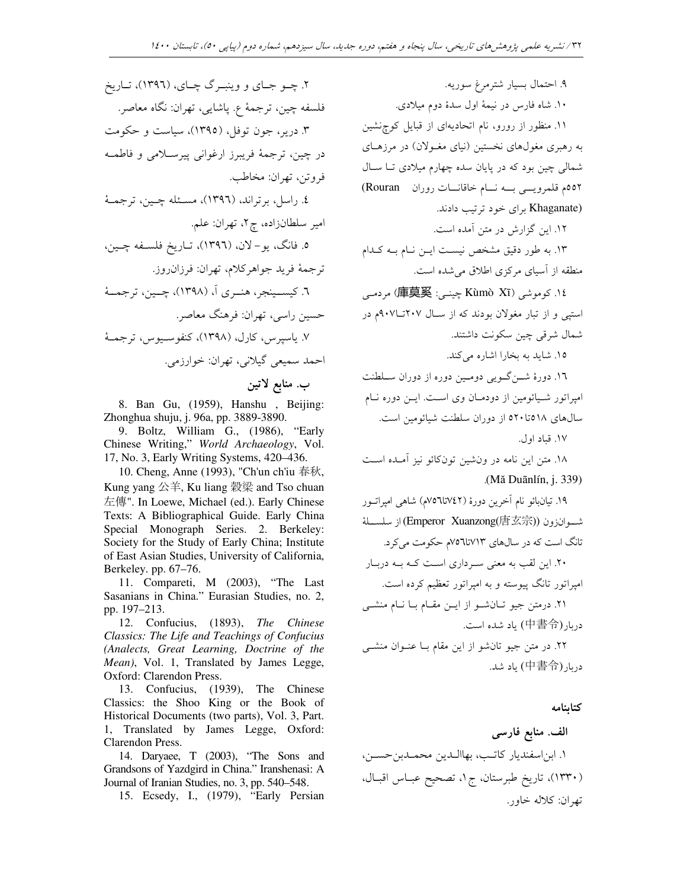۹. احتمال بسیار شترمرغ سوریه.

۱۰. شاه فارس در نیمهٔ اول سدهٔ دوم میلادی.

۱۱. منظور از رورو، نام اتحادیه‌ای از قبایل کوچ‌نشین به رهبری مغول‌های نخستین (نیای مغـولان) در مرزهـای شمالی چین بود که در پایان سده چهارم میلادی تـا سـال ۵۵۲م قلمرویـی بـه نـام خاقانـات روران (Rouran Khaganate) برای خود ترتیب دادند.

۱۲. این گزارش در متن آمده است.

۱۳. به طور دقیق مشخص نیسـت ایـن نـام بـه کـدام منطقه از آسیای مرکزی اطلاق می‌شده است.

۱۴. کوموشی (Kùmò Xī چینـی: 庫莫奚) مردمـی استپی و از تبار مغولان بودند که از سـال ۲۰۷تـا۹۰۷م در شمال شرقی چین سکونت داشتند.

۱۵. شاید به بخارا اشاره می‌کند.

۱۶. دورهٔ شـن‌گـویی دومـین دوره از دوران سـلطنت امپراتور شـیائومین از دودمـان وی اسـت. ایـن دوره نـام سال‌های ۵۱۸تا۵۲۰ از دوران سلطنت شیائومین است.

۱۷. قباد اول.

۱۸. متن این نامه در ون‌شین تون‌کائو نیز آمـده اسـت (Mǎ Duānlín, j. 339).

۱۹. تیان‌بائو نام آخرین دورهٔ (۷۴۲تا۷۵۶م) شاهی امپراتـور شـوان‌زون (Emperor Xuanzong(唐玄宗)) از سلسـلهٔ تانگ است که در سال‌های ۷۱۳تا۷۵۶م حکومت می‌کرد.

۲۰. این لقب به معنی سـرداری اسـت کـه بـه دربـار امپراتور تانگ پیوسته و به امپراتور تعظیم کرده است.

۲۱. درمتن جیو تـان‌شـو از ایـن مقـام بـا نـام منشـی دربار(中書令) یاد شده است.

۲۲. در متن جیو تان‌شو از این مقام با عنـوان منشـی دربار(中書令) یاد شد.

## کتابنامه

### الف. منابع فارسی

۱. ابن‌اسفندیار کاتـب، بهاالـدین محمـدبن‌حسـن، (۱۳۳۰)، تاریخ طبرستان، ج۱، تصحیح عبـاس اقبـال، تهران: کلاله خاور.

۲. چـو جـای و وینبـرگ چـای، (۱۳۹۶)، تـاریخ فلسفه چین، ترجمهٔ ع. پاشایی، تهران: نگاه معاصر.

۳. دریر، جون توفل، (۱۳۹۵)، سیاست و حکومت در چین، ترجمهٔ فریبرز ارغوانی پیرسـلامی و فاطمـه فروتن، تهران: مخاطب.

۴. راسل، برتراند، (۱۳۹۶)، مسـئله چـین، ترجمـهٔ امیر سلطان‌زاده، چ۲، تهران: علم.

۵. فانگ، یو-لان، (۱۳۹۶)، تـاریخ فلسـفه چـین، ترجمهٔ فرید جواهرکلام، تهران: فرزان‌روز.

۶. کیسـینجر، هنـری آ، (۱۳۹۸)، چـین، ترجمـهٔ حسین راسی، تهران: فرهنگ معاصر.

۷. یاسپرس، کارل، (۱۳۹۸)، کنفوسـیوس، ترجمـهٔ احمد سمیعی گیلانی، تهران: خوارزمی.

### ب. منابع لاتین

8. Ban Gu, (1959), Hanshu , Beijing: Zhonghua shuju, j. 96a, pp. 3889-3890.

9. Boltz, William G., (1986), "Early Chinese Writing," *World Archaeology*, Vol. 17, No. 3, Early Writing Systems, 420–436.

10. Cheng, Anne (1993), "Ch'un ch'iu 春秋, Kung yang 公羊, Ku liang 穀梁 and Tso chuan 左傳". In Loewe, Michael (ed.). Early Chinese Texts: A Bibliographical Guide. Early China Special Monograph Series. 2. Berkeley: Society for the Study of Early China; Institute of East Asian Studies, University of California, Berkeley. pp. 67–76.

11. Compareti, M (2003), "The Last Sasanians in China." Eurasian Studies, no. 2, pp. 197–213.

12. Confucius, (1893), *The Chinese Classics: The Life and Teachings of Confucius (Analects, Great Learning, Doctrine of the Mean)*, Vol. 1, Translated by James Legge, Oxford: Clarendon Press.

13. Confucius, (1939), The Chinese Classics: the Shoo King or the Book of Historical Documents (two parts), Vol. 3, Part. 1, Translated by James Legge, Oxford: Clarendon Press.

14. Daryaee, T (2003), "The Sons and Grandsons of Yazdgird in China." Iranshenasi: A Journal of Iranian Studies, no. 3, pp. 540–548.

15. Ecsedy, I., (1979), "Early Persian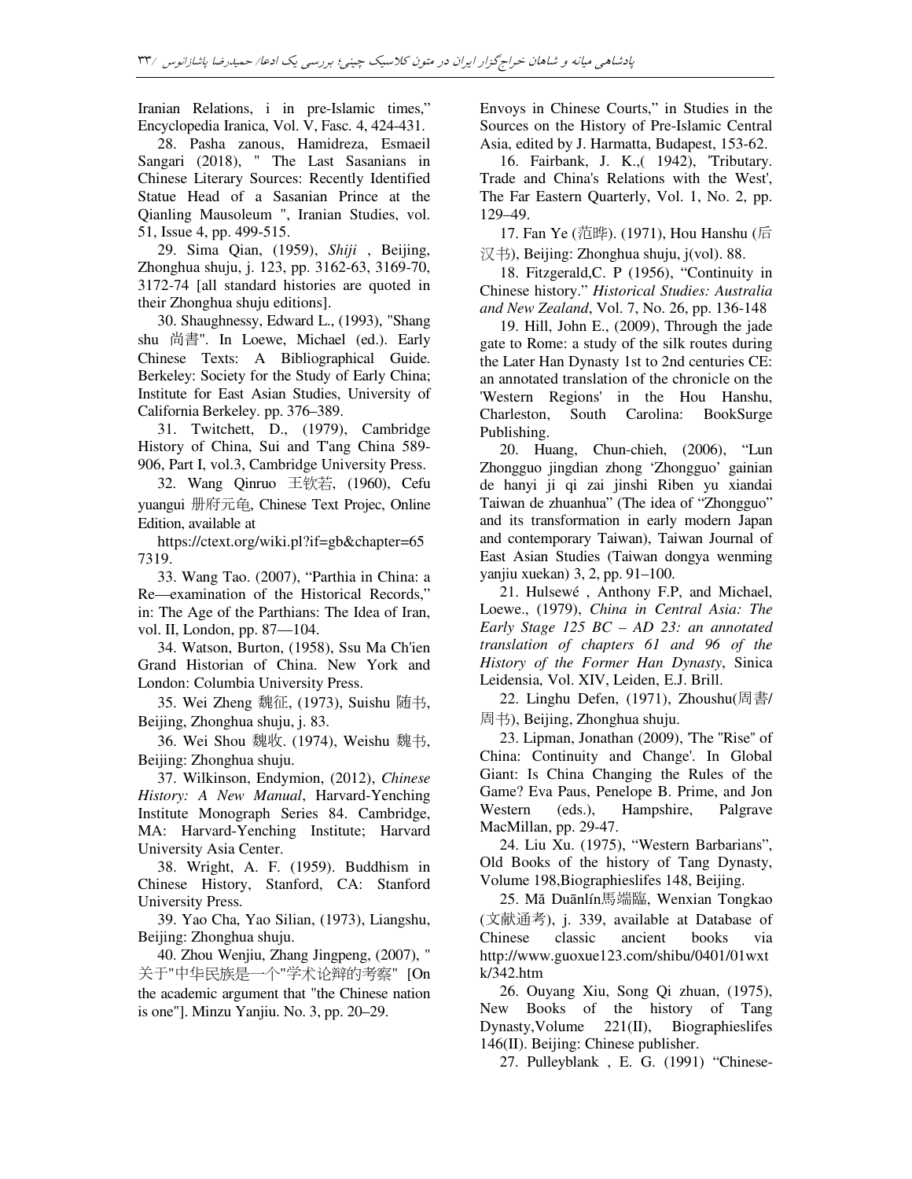Iranian Relations, i in pre-Islamic times," Encyclopedia Iranica, Vol. V, Fasc. 4, 424-431.

28. Pasha zanous, Hamidreza, Esmaeil Sangari (2018), " The Last Sasanians in Chinese Literary Sources: Recently Identified Statue Head of a Sasanian Prince at the Qianling Mausoleum ", Iranian Studies, vol. 51, Issue 4, pp. 499-515.

29. Sima Qian, (1959), *Shiji* , Beijing, Zhonghua shuju, j. 123, pp. 3162-63, 3169-70, 3172-74 [all standard histories are quoted in their Zhonghua shuju editions].

30. Shaughnessy, Edward L., (1993), "Shang shu 尚書". In Loewe, Michael (ed.). Early Chinese Texts: A Bibliographical Guide. Berkeley: Society for the Study of Early China; Institute for East Asian Studies, University of California Berkeley. pp. 376–389.

31. Twitchett, D., (1979), Cambridge History of China, Sui and T'ang China 589-906, Part I, vol.3, Cambridge University Press.

32. Wang Qinruo 王钦若, (1960), Cefu yuangui 册府元龟, Chinese Text Projec, Online Edition, available at

https://ctext.org/wiki.pl?if=gb&chapter=657319.

33. Wang Tao. (2007), "Parthia in China: a Re—examination of the Historical Records," in: The Age of the Parthians: The Idea of Iran, vol. II, London, pp. 87—104.

34. Watson, Burton, (1958), Ssu Ma Ch'ien Grand Historian of China. New York and London: Columbia University Press.

35. Wei Zheng 魏征, (1973), Suishu 随书, Beijing, Zhonghua shuju, j. 83.

36. Wei Shou 魏收. (1974), Weishu 魏书, Beijing: Zhonghua shuju.

37. Wilkinson, Endymion, (2012), *Chinese History: A New Manual*, Harvard-Yenching Institute Monograph Series 84. Cambridge, MA: Harvard-Yenching Institute; Harvard University Asia Center.

38. Wright, A. F. (1959). Buddhism in Chinese History, Stanford, CA: Stanford University Press.

39. Yao Cha, Yao Silian, (1973), Liangshu, Beijing: Zhonghua shuju.

40. Zhou Wenjiu, Zhang Jingpeng, (2007), " 关于"中华民族是一个"学术论辩的考察" [On the academic argument that "the Chinese nation is one"]. Minzu Yanjiu. No. 3, pp. 20–29.

Envoys in Chinese Courts," in Studies in the Sources on the History of Pre-Islamic Central Asia, edited by J. Harmatta, Budapest, 153-62.

16. Fairbank, J. K.,( 1942), 'Tributary. Trade and China's Relations with the West', The Far Eastern Quarterly, Vol. 1, No. 2, pp. 129–49.

17. Fan Ye (范晔). (1971), Hou Hanshu (后汉书), Beijing: Zhonghua shuju, j(vol). 88.

18. Fitzgerald,C. P (1956), "Continuity in Chinese history." *Historical Studies: Australia and New Zealand*, Vol. 7, No. 26, pp. 136-148

19. Hill, John E., (2009), Through the jade gate to Rome: a study of the silk routes during the Later Han Dynasty 1st to 2nd centuries CE: an annotated translation of the chronicle on the 'Western Regions' in the Hou Hanshu, Charleston, South Carolina: BookSurge Publishing.

20. Huang, Chun-chieh, (2006), "Lun Zhongguo jingdian zhong 'Zhongguo' gainian de hanyi ji qi zai jinshi Riben yu xiandai Taiwan de zhuanhua" (The idea of "Zhongguo" and its transformation in early modern Japan and contemporary Taiwan), Taiwan Journal of East Asian Studies (Taiwan dongya wenming yanjiu xuekan) 3, 2, pp. 91–100.

21. Hulsewé , Anthony F.P, and Michael, Loewe., (1979), *China in Central Asia: The Early Stage 125 BC – AD 23: an annotated translation of chapters 61 and 96 of the History of the Former Han Dynasty*, Sinica Leidensia, Vol. XIV, Leiden, E.J. Brill.

22. Linghu Defen, (1971), Zhoushu(周書/周书), Beijing, Zhonghua shuju.

23. Lipman, Jonathan (2009), 'The "Rise" of China: Continuity and Change'. In Global Giant: Is China Changing the Rules of the Game? Eva Paus, Penelope B. Prime, and Jon Western (eds.), Hampshire, Palgrave MacMillan, pp. 29-47.

24. Liu Xu. (1975), "Western Barbarians", Old Books of the history of Tang Dynasty, Volume 198,Biographieslifes 148, Beijing.

25. Mǎ Duānlín馬端臨, Wenxian Tongkao (文献通考), j. 339, available at Database of Chinese classic ancient books via http://www.guoxue123.com/shibu/0401/01wxtk/342.htm

26. Ouyang Xiu, Song Qi zhuan, (1975), New Books of the history of Tang Dynasty,Volume 221(II), Biographieslifes 146(II). Beijing: Chinese publisher.

27. Pulleyblank , E. G. (1991) "Chinese-